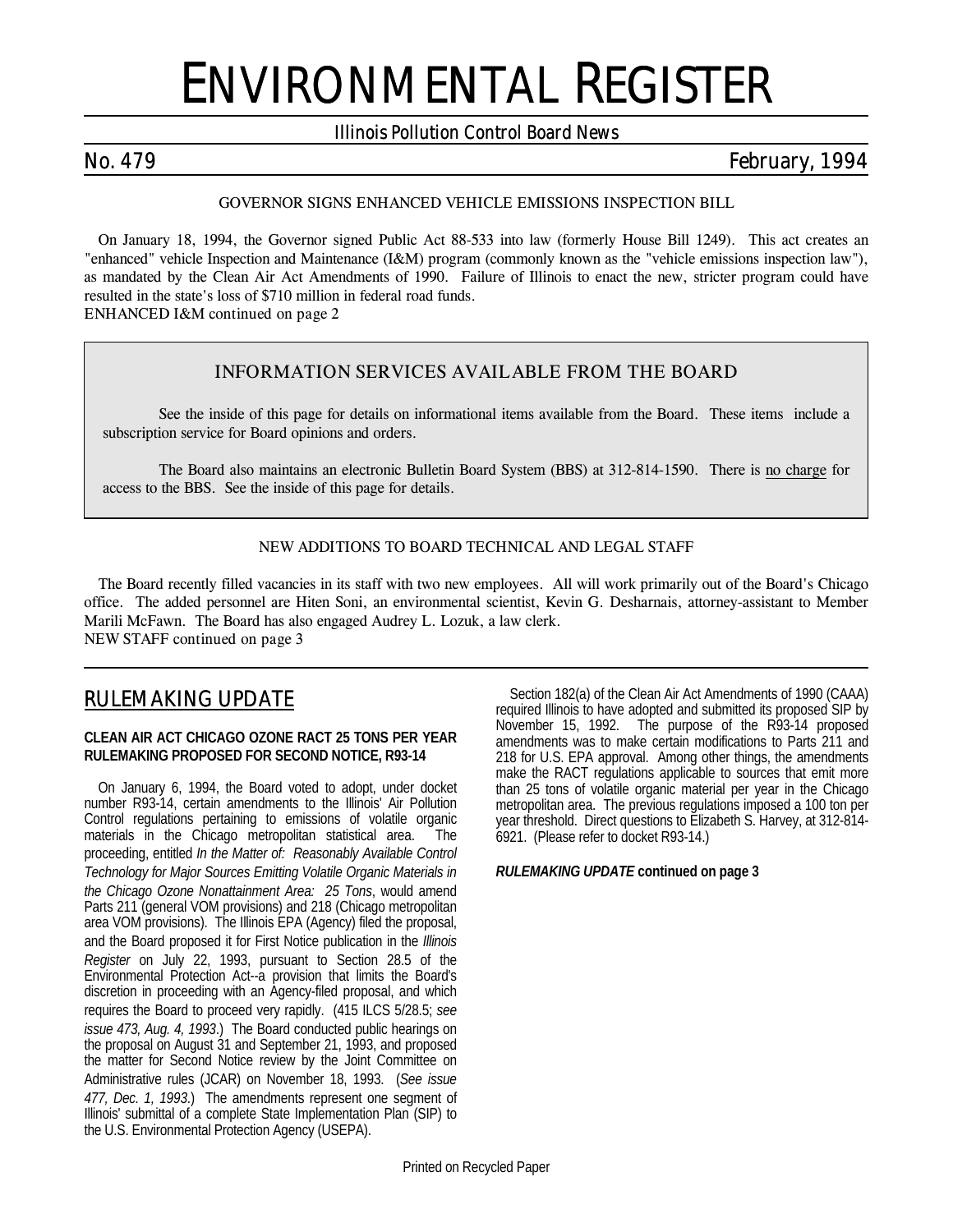# ENVIRONMENTAL REGISTER

Illinois Pollution Control Board News

**No. 479** **February, 1994**

GOVERNOR SIGNS ENHANCED VEHICLE EMISSIONS INSPECTION BILL

On January 18, 1994, the Governor signed Public Act 88-533 into law (formerly House Bill 1249). This act creates an "enhanced" vehicle Inspection and Maintenance (I&M) program (commonly known as the "vehicle emissions inspection law"), as mandated by the Clean Air Act Amendments of 1990. Failure of Illinois to enact the new, stricter program could have resulted in the state's loss of $710 million in federal road funds.
ENHANCED I&M continued on page 2

## INFORMATION SERVICES AVAILABLE FROM THE BOARD

See the inside of this page for details on informational items available from the Board. These items include a subscription service for Board opinions and orders.

The Board also maintains an electronic Bulletin Board System (BBS) at 312-814-1590. There is no charge for access to the BBS. See the inside of this page for details.

NEW ADDITIONS TO BOARD TECHNICAL AND LEGAL STAFF

The Board recently filled vacancies in its staff with two new employees. All will work primarily out of the Board's Chicago office. The added personnel are Hiten Soni, an environmental scientist, Kevin G. Desharnais, attorney-assistant to Member Marili McFawn. The Board has also engaged Audrey L. Lozuk, a law clerk.
NEW STAFF continued on page 3

## RULEMAKING UPDATE

**CLEAN AIR ACT CHICAGO OZONE RACT 25 TONS PER YEAR RULEMAKING PROPOSED FOR SECOND NOTICE, R93-14**

On January 6, 1994, the Board voted to adopt, under docket number R93-14, certain amendments to the Illinois' Air Pollution Control regulations pertaining to emissions of volatile organic materials in the Chicago metropolitan statistical area. The proceeding, entitled *In the Matter of: Reasonably Available Control Technology for Major Sources Emitting Volatile Organic Materials in the Chicago Ozone Nonattainment Area: 25 Tons*, would amend Parts 211 (general VOM provisions) and 218 (Chicago metropolitan area VOM provisions). The Illinois EPA (Agency) filed the proposal, and the Board proposed it for First Notice publication in the *Illinois Register* on July 22, 1993, pursuant to Section 28.5 of the Environmental Protection Act--a provision that limits the Board's discretion in proceeding with an Agency-filed proposal, and which requires the Board to proceed very rapidly. (415 ILCS 5/28.5; *see issue 473, Aug. 4, 1993*.) The Board conducted public hearings on the proposal on August 31 and September 21, 1993, and proposed the matter for Second Notice review by the Joint Committee on Administrative rules (JCAR) on November 18, 1993. (*See issue 477, Dec. 1, 1993*.) The amendments represent one segment of Illinois' submittal of a complete State Implementation Plan (SIP) to the U.S. Environmental Protection Agency (USEPA).

Section 182(a) of the Clean Air Act Amendments of 1990 (CAAA) required Illinois to have adopted and submitted its proposed SIP by November 15, 1992. The purpose of the R93-14 proposed amendments was to make certain modifications to Parts 211 and 218 for U.S. EPA approval. Among other things, the amendments make the RACT regulations applicable to sources that emit more than 25 tons of volatile organic material per year in the Chicago metropolitan area. The previous regulations imposed a 100 ton per year threshold. Direct questions to Elizabeth S. Harvey, at 312-814-6921. (Please refer to docket R93-14.)

***RULEMAKING UPDATE* continued on page 3**

Printed on Recycled Paper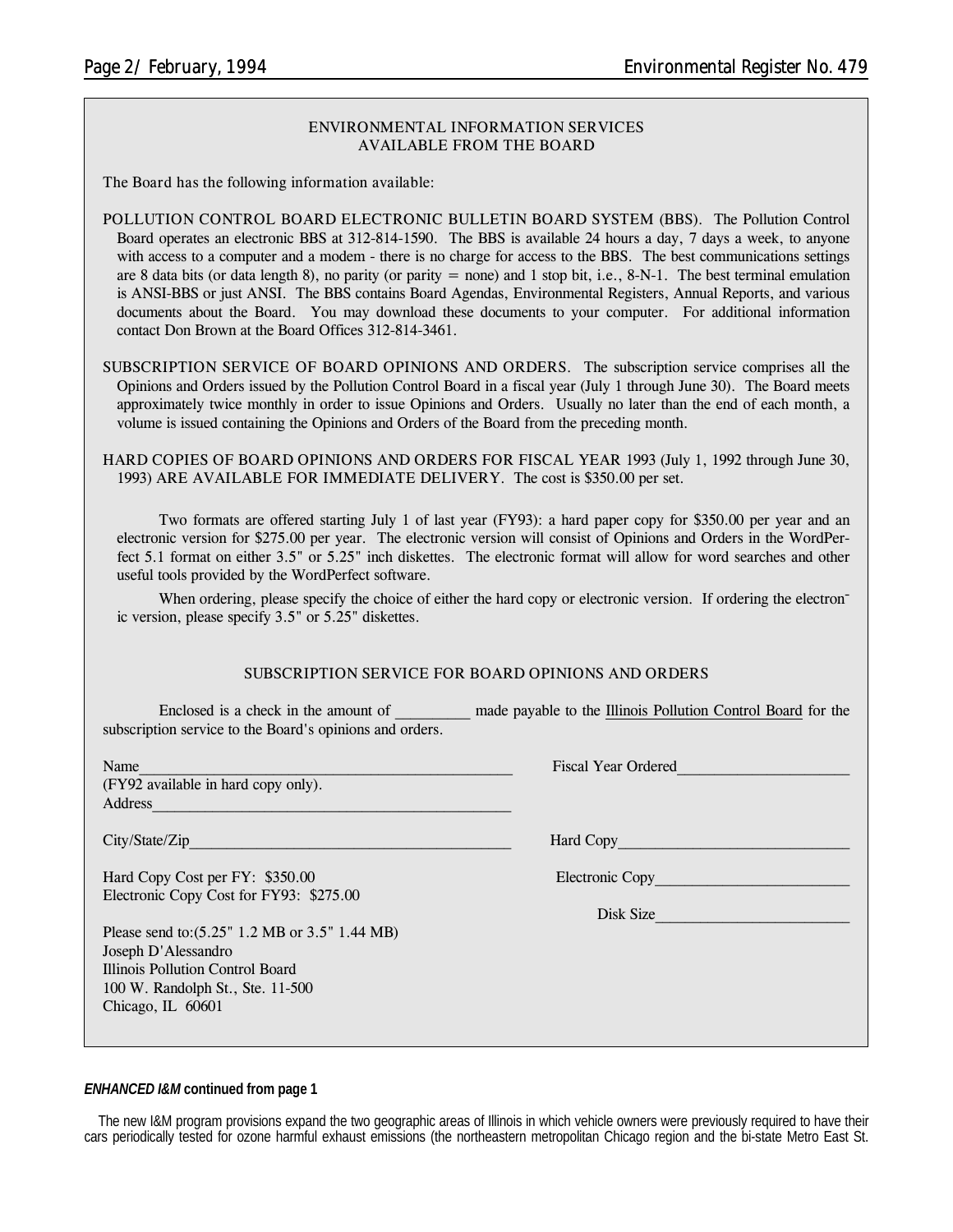## ENVIRONMENTAL INFORMATION SERVICES AVAILABLE FROM THE BOARD

The Board has the following information available:

POLLUTION CONTROL BOARD ELECTRONIC BULLETIN BOARD SYSTEM (BBS). The Pollution Control Board operates an electronic BBS at 312-814-1590. The BBS is available 24 hours a day, 7 days a week, to anyone with access to a computer and a modem - there is no charge for access to the BBS. The best communications settings are 8 data bits (or data length 8), no parity (or parity = none) and 1 stop bit, i.e., 8-N-1. The best terminal emulation is ANSI-BBS or just ANSI. The BBS contains Board Agendas, Environmental Registers, Annual Reports, and various documents about the Board. You may download these documents to your computer. For additional information contact Don Brown at the Board Offices 312-814-3461.

SUBSCRIPTION SERVICE OF BOARD OPINIONS AND ORDERS. The subscription service comprises all the Opinions and Orders issued by the Pollution Control Board in a fiscal year (July 1 through June 30). The Board meets approximately twice monthly in order to issue Opinions and Orders. Usually no later than the end of each month, a volume is issued containing the Opinions and Orders of the Board from the preceding month.

HARD COPIES OF BOARD OPINIONS AND ORDERS FOR FISCAL YEAR 1993 (July 1, 1992 through June 30, 1993) ARE AVAILABLE FOR IMMEDIATE DELIVERY. The cost is $350.00 per set.

Two formats are offered starting July 1 of last year (FY93): a hard paper copy for $350.00 per year and an electronic version for $275.00 per year. The electronic version will consist of Opinions and Orders in the WordPerfect 5.1 format on either 3.5" or 5.25" inch diskettes. The electronic format will allow for word searches and other useful tools provided by the WordPerfect software.

When ordering, please specify the choice of either the hard copy or electronic version. If ordering the electronic version, please specify 3.5" or 5.25" diskettes.

## SUBSCRIPTION SERVICE FOR BOARD OPINIONS AND ORDERS

Enclosed is a check in the amount of _________ made payable to the Illinois Pollution Control Board for the subscription service to the Board's opinions and orders.

Name_______________________________________________

(FY92 available in hard copy only).

Address_____________________________________________

City/State/Zip_________________________________________

Fiscal Year Ordered______________________

Hard Copy______________________________

Electronic Copy_________________________

Disk Size_______________________________

Hard Copy Cost per FY: $350.00

Electronic Copy Cost for FY93: $275.00

Please send to:(5.25" 1.2 MB or 3.5" 1.44 MB)

Joseph D'Alessandro
Illinois Pollution Control Board
100 W. Randolph St., Ste. 11-500
Chicago, IL 60601

***ENHANCED I&M* continued from page 1**

The new I&M program provisions expand the two geographic areas of Illinois in which vehicle owners were previously required to have their cars periodically tested for ozone harmful exhaust emissions (the northeastern metropolitan Chicago region and the bi-state Metro East St.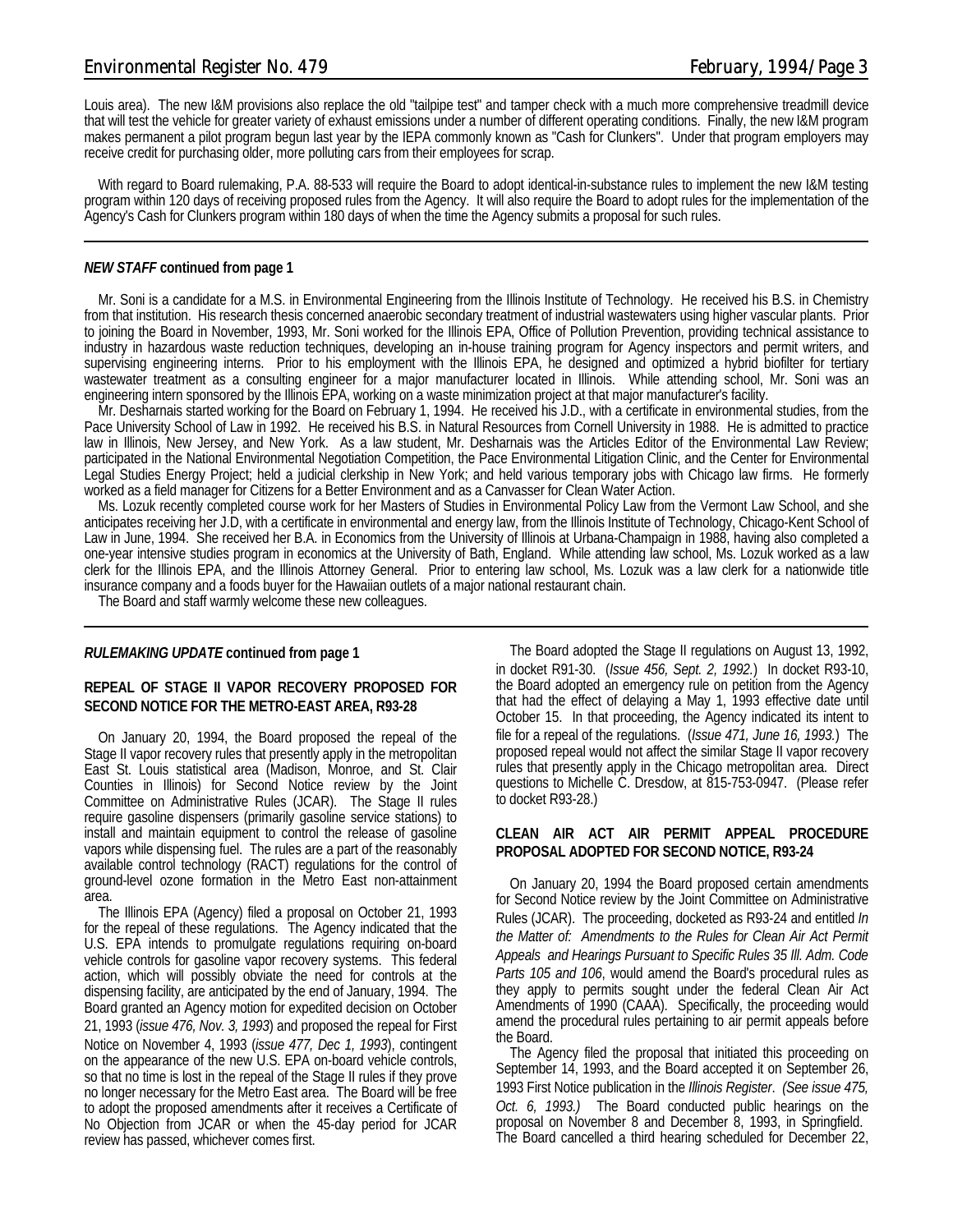Louis area). The new I&M provisions also replace the old "tailpipe test" and tamper check with a much more comprehensive treadmill device that will test the vehicle for greater variety of exhaust emissions under a number of different operating conditions. Finally, the new I&M program makes permanent a pilot program begun last year by the IEPA commonly known as "Cash for Clunkers". Under that program employers may receive credit for purchasing older, more polluting cars from their employees for scrap.

With regard to Board rulemaking, P.A. 88-533 will require the Board to adopt identical-in-substance rules to implement the new I&M testing program within 120 days of receiving proposed rules from the Agency. It will also require the Board to adopt rules for the implementation of the Agency's Cash for Clunkers program within 180 days of when the time the Agency submits a proposal for such rules.

---

***NEW STAFF* continued from page 1**

Mr. Soni is a candidate for a M.S. in Environmental Engineering from the Illinois Institute of Technology. He received his B.S. in Chemistry from that institution. His research thesis concerned anaerobic secondary treatment of industrial wastewaters using higher vascular plants. Prior to joining the Board in November, 1993, Mr. Soni worked for the Illinois EPA, Office of Pollution Prevention, providing technical assistance to industry in hazardous waste reduction techniques, developing an in-house training program for Agency inspectors and permit writers, and supervising engineering interns. Prior to his employment with the Illinois EPA, he designed and optimized a hybrid biofilter for tertiary wastewater treatment as a consulting engineer for a major manufacturer located in Illinois. While attending school, Mr. Soni was an engineering intern sponsored by the Illinois EPA, working on a waste minimization project at that major manufacturer's facility.

Mr. Desharnais started working for the Board on February 1, 1994. He received his J.D., with a certificate in environmental studies, from the Pace University School of Law in 1992. He received his B.S. in Natural Resources from Cornell University in 1988. He is admitted to practice law in Illinois, New Jersey, and New York. As a law student, Mr. Desharnais was the Articles Editor of the Environmental Law Review; participated in the National Environmental Negotiation Competition, the Pace Environmental Litigation Clinic, and the Center for Environmental Legal Studies Energy Project; held a judicial clerkship in New York; and held various temporary jobs with Chicago law firms. He formerly worked as a field manager for Citizens for a Better Environment and as a Canvasser for Clean Water Action.

Ms. Lozuk recently completed course work for her Masters of Studies in Environmental Policy Law from the Vermont Law School, and she anticipates receiving her J.D, with a certificate in environmental and energy law, from the Illinois Institute of Technology, Chicago-Kent School of Law in June, 1994. She received her B.A. in Economics from the University of Illinois at Urbana-Champaign in 1988, having also completed a one-year intensive studies program in economics at the University of Bath, England. While attending law school, Ms. Lozuk worked as a law clerk for the Illinois EPA, and the Illinois Attorney General. Prior to entering law school, Ms. Lozuk was a law clerk for a nationwide title insurance company and a foods buyer for the Hawaiian outlets of a major national restaurant chain.

The Board and staff warmly welcome these new colleagues.

---

***RULEMAKING UPDATE* continued from page 1**

**REPEAL OF STAGE II VAPOR RECOVERY PROPOSED FOR SECOND NOTICE FOR THE METRO-EAST AREA, R93-28**

On January 20, 1994, the Board proposed the repeal of the Stage II vapor recovery rules that presently apply in the metropolitan East St. Louis statistical area (Madison, Monroe, and St. Clair Counties in Illinois) for Second Notice review by the Joint Committee on Administrative Rules (JCAR). The Stage II rules require gasoline dispensers (primarily gasoline service stations) to install and maintain equipment to control the release of gasoline vapors while dispensing fuel. The rules are a part of the reasonably available control technology (RACT) regulations for the control of ground-level ozone formation in the Metro East non-attainment area.

The Illinois EPA (Agency) filed a proposal on October 21, 1993 for the repeal of these regulations. The Agency indicated that the U.S. EPA intends to promulgate regulations requiring on-board vehicle controls for gasoline vapor recovery systems. This federal action, which will possibly obviate the need for controls at the dispensing facility, are anticipated by the end of January, 1994. The Board granted an Agency motion for expedited decision on October 21, 1993 (*issue 476, Nov. 3, 1993*) and proposed the repeal for First Notice on November 4, 1993 (*issue 477, Dec 1, 1993*), contingent on the appearance of the new U.S. EPA on-board vehicle controls, so that no time is lost in the repeal of the Stage II rules if they prove no longer necessary for the Metro East area. The Board will be free to adopt the proposed amendments after it receives a Certificate of No Objection from JCAR or when the 45-day period for JCAR review has passed, whichever comes first.

The Board adopted the Stage II regulations on August 13, 1992, in docket R91-30. (*Issue 456, Sept. 2, 1992.*) In docket R93-10, the Board adopted an emergency rule on petition from the Agency that had the effect of delaying a May 1, 1993 effective date until October 15. In that proceeding, the Agency indicated its intent to file for a repeal of the regulations. (*Issue 471, June 16, 1993.*) The proposed repeal would not affect the similar Stage II vapor recovery rules that presently apply in the Chicago metropolitan area. Direct questions to Michelle C. Dresdow, at 815-753-0947. (Please refer to docket R93-28.)

**CLEAN AIR ACT AIR PERMIT APPEAL PROCEDURE PROPOSAL ADOPTED FOR SECOND NOTICE, R93-24**

On January 20, 1994 the Board proposed certain amendments for Second Notice review by the Joint Committee on Administrative Rules (JCAR). The proceeding, docketed as R93-24 and entitled *In the Matter of: Amendments to the Rules for Clean Air Act Permit Appeals and Hearings Pursuant to Specific Rules 35 Ill. Adm. Code Parts 105 and 106*, would amend the Board's procedural rules as they apply to permits sought under the federal Clean Air Act Amendments of 1990 (CAAA). Specifically, the proceeding would amend the procedural rules pertaining to air permit appeals before the Board.

The Agency filed the proposal that initiated this proceeding on September 14, 1993, and the Board accepted it on September 26, 1993 First Notice publication in the *Illinois Register*. *(See issue 475, Oct. 6, 1993.)* The Board conducted public hearings on the proposal on November 8 and December 8, 1993, in Springfield. The Board cancelled a third hearing scheduled for December 22,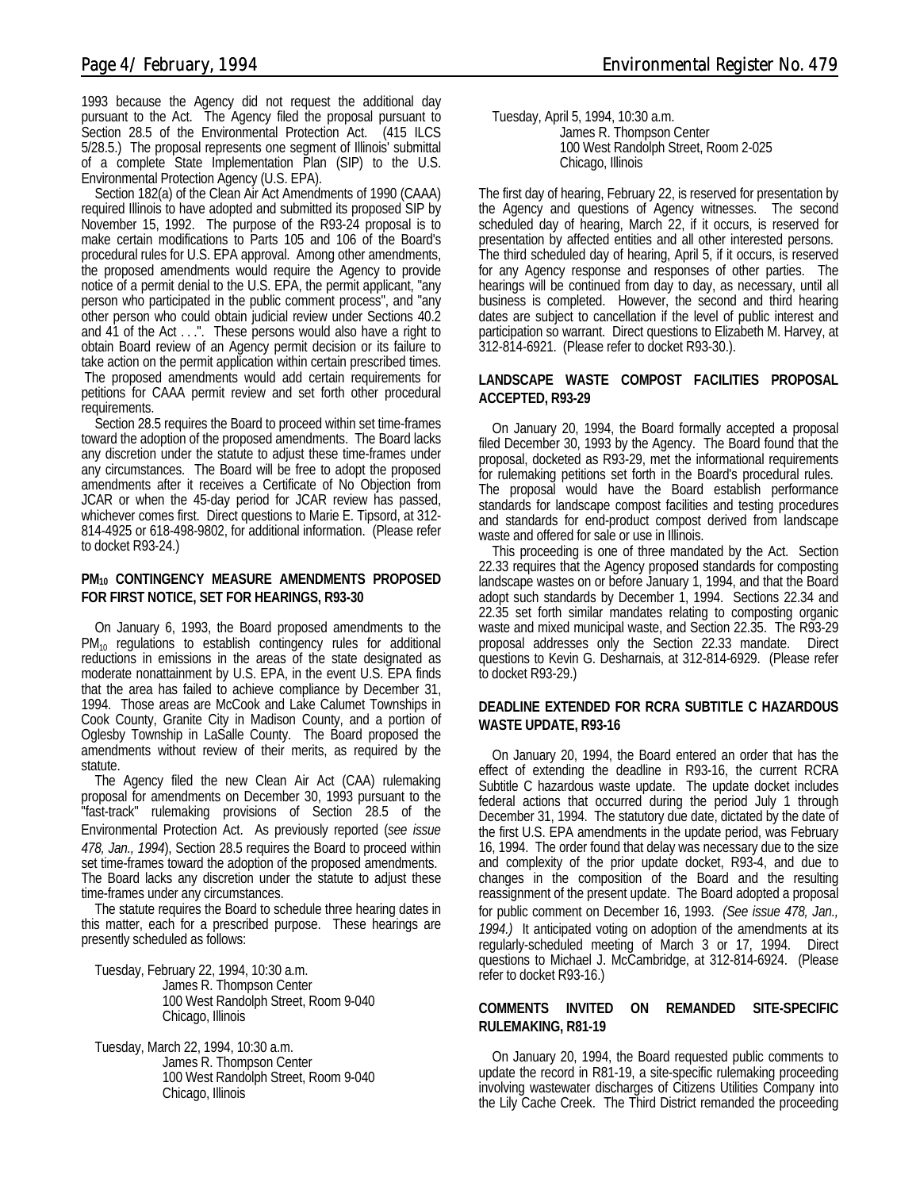1993 because the Agency did not request the additional day pursuant to the Act. The Agency filed the proposal pursuant to Section 28.5 of the Environmental Protection Act. (415 ILCS 5/28.5.) The proposal represents one segment of Illinois' submittal of a complete State Implementation Plan (SIP) to the U.S. Environmental Protection Agency (U.S. EPA).

Section 182(a) of the Clean Air Act Amendments of 1990 (CAAA) required Illinois to have adopted and submitted its proposed SIP by November 15, 1992. The purpose of the R93-24 proposal is to make certain modifications to Parts 105 and 106 of the Board's procedural rules for U.S. EPA approval. Among other amendments, the proposed amendments would require the Agency to provide notice of a permit denial to the U.S. EPA, the permit applicant, "any person who participated in the public comment process", and "any other person who could obtain judicial review under Sections 40.2 and 41 of the Act . . .". These persons would also have a right to obtain Board review of an Agency permit decision or its failure to take action on the permit application within certain prescribed times. The proposed amendments would add certain requirements for petitions for CAAA permit review and set forth other procedural requirements.

Section 28.5 requires the Board to proceed within set time-frames toward the adoption of the proposed amendments. The Board lacks any discretion under the statute to adjust these time-frames under any circumstances. The Board will be free to adopt the proposed amendments after it receives a Certificate of No Objection from JCAR or when the 45-day period for JCAR review has passed, whichever comes first. Direct questions to Marie E. Tipsord, at 312-814-4925 or 618-498-9802, for additional information. (Please refer to docket R93-24.)

## $PM_{10}$ CONTINGENCY MEASURE AMENDMENTS PROPOSED FOR FIRST NOTICE, SET FOR HEARINGS, R93-30

On January 6, 1993, the Board proposed amendments to the $PM_{10}$ regulations to establish contingency rules for additional reductions in emissions in the areas of the state designated as moderate nonattainment by U.S. EPA, in the event U.S. EPA finds that the area has failed to achieve compliance by December 31, 1994. Those areas are McCook and Lake Calumet Townships in Cook County, Granite City in Madison County, and a portion of Oglesby Township in LaSalle County. The Board proposed the amendments without review of their merits, as required by the statute.

The Agency filed the new Clean Air Act (CAA) rulemaking proposal for amendments on December 30, 1993 pursuant to the "fast-track" rulemaking provisions of Section 28.5 of the Environmental Protection Act. As previously reported (*see issue 478, Jan., 1994*), Section 28.5 requires the Board to proceed within set time-frames toward the adoption of the proposed amendments. The Board lacks any discretion under the statute to adjust these time-frames under any circumstances.

The statute requires the Board to schedule three hearing dates in this matter, each for a prescribed purpose. These hearings are presently scheduled as follows:

Tuesday, February 22, 1994, 10:30 a.m.
James R. Thompson Center
100 West Randolph Street, Room 9-040
Chicago, Illinois

Tuesday, March 22, 1994, 10:30 a.m.
James R. Thompson Center
100 West Randolph Street, Room 9-040
Chicago, Illinois

Tuesday, April 5, 1994, 10:30 a.m.
James R. Thompson Center
100 West Randolph Street, Room 2-025
Chicago, Illinois

The first day of hearing, February 22, is reserved for presentation by the Agency and questions of Agency witnesses. The second scheduled day of hearing, March 22, if it occurs, is reserved for presentation by affected entities and all other interested persons. The third scheduled day of hearing, April 5, if it occurs, is reserved for any Agency response and responses of other parties. The hearings will be continued from day to day, as necessary, until all business is completed. However, the second and third hearing dates are subject to cancellation if the level of public interest and participation so warrant. Direct questions to Elizabeth M. Harvey, at 312-814-6921. (Please refer to docket R93-30.).

## LANDSCAPE WASTE COMPOST FACILITIES PROPOSAL ACCEPTED, R93-29

On January 20, 1994, the Board formally accepted a proposal filed December 30, 1993 by the Agency. The Board found that the proposal, docketed as R93-29, met the informational requirements for rulemaking petitions set forth in the Board's procedural rules. The proposal would have the Board establish performance standards for landscape compost facilities and testing procedures and standards for end-product compost derived from landscape waste and offered for sale or use in Illinois.

This proceeding is one of three mandated by the Act. Section 22.33 requires that the Agency proposed standards for composting landscape wastes on or before January 1, 1994, and that the Board adopt such standards by December 1, 1994. Sections 22.34 and 22.35 set forth similar mandates relating to composting organic waste and mixed municipal waste, and Section 22.35. The R93-29 proposal addresses only the Section 22.33 mandate. Direct questions to Kevin G. Desharnais, at 312-814-6929. (Please refer to docket R93-29.)

## DEADLINE EXTENDED FOR RCRA SUBTITLE C HAZARDOUS WASTE UPDATE, R93-16

On January 20, 1994, the Board entered an order that has the effect of extending the deadline in R93-16, the current RCRA Subtitle C hazardous waste update. The update docket includes federal actions that occurred during the period July 1 through December 31, 1994. The statutory due date, dictated by the date of the first U.S. EPA amendments in the update period, was February 16, 1994. The order found that delay was necessary due to the size and complexity of the prior update docket, R93-4, and due to changes in the composition of the Board and the resulting reassignment of the present update. The Board adopted a proposal for public comment on December 16, 1993. *(See issue 478, Jan., 1994.)* It anticipated voting on adoption of the amendments at its regularly-scheduled meeting of March 3 or 17, 1994. Direct questions to Michael J. McCambridge, at 312-814-6924. (Please refer to docket R93-16.)

## COMMENTS INVITED ON REMANDED SITE-SPECIFIC RULEMAKING, R81-19

On January 20, 1994, the Board requested public comments to update the record in R81-19, a site-specific rulemaking proceeding involving wastewater discharges of Citizens Utilities Company into the Lily Cache Creek. The Third District remanded the proceeding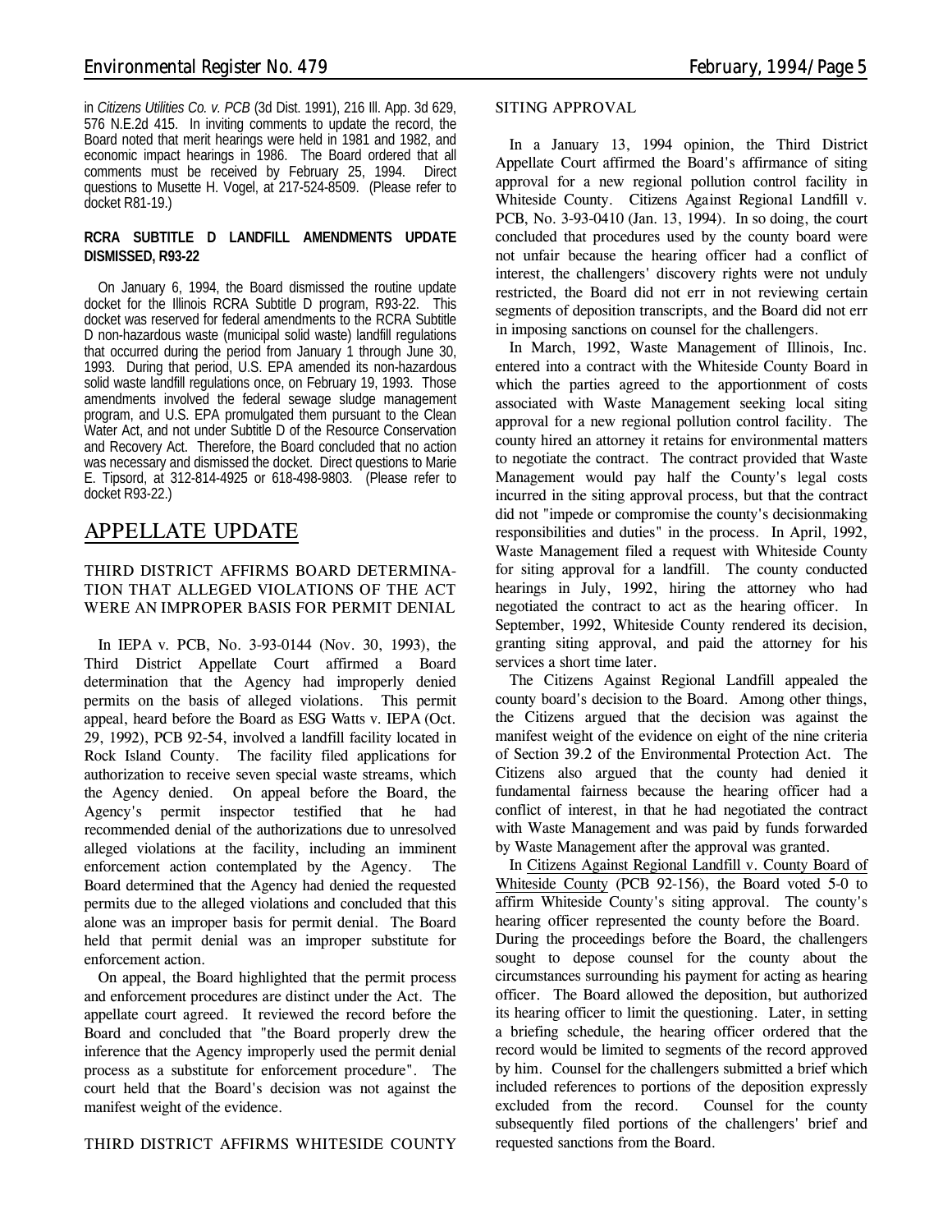in *Citizens Utilities Co. v. PCB* (3d Dist. 1991), 216 Ill. App. 3d 629, 576 N.E.2d 415. In inviting comments to update the record, the Board noted that merit hearings were held in 1981 and 1982, and economic impact hearings in 1986. The Board ordered that all comments must be received by February 25, 1994. Direct questions to Musette H. Vogel, at 217-524-8509. (Please refer to docket R81-19.)

### RCRA SUBTITLE D LANDFILL AMENDMENTS UPDATE DISMISSED, R93-22

On January 6, 1994, the Board dismissed the routine update docket for the Illinois RCRA Subtitle D program, R93-22. This docket was reserved for federal amendments to the RCRA Subtitle D non-hazardous waste (municipal solid waste) landfill regulations that occurred during the period from January 1 through June 30, 1993. During that period, U.S. EPA amended its non-hazardous solid waste landfill regulations once, on February 19, 1993. Those amendments involved the federal sewage sludge management program, and U.S. EPA promulgated them pursuant to the Clean Water Act, and not under Subtitle D of the Resource Conservation and Recovery Act. Therefore, the Board concluded that no action was necessary and dismissed the docket. Direct questions to Marie E. Tipsord, at 312-814-4925 or 618-498-9803. (Please refer to docket R93-22.)

## APPELLATE UPDATE

### THIRD DISTRICT AFFIRMS BOARD DETERMINATION THAT ALLEGED VIOLATIONS OF THE ACT WERE AN IMPROPER BASIS FOR PERMIT DENIAL

In IEPA v. PCB, No. 3-93-0144 (Nov. 30, 1993), the Third District Appellate Court affirmed a Board determination that the Agency had improperly denied permits on the basis of alleged violations. This permit appeal, heard before the Board as ESG Watts v. IEPA (Oct. 29, 1992), PCB 92-54, involved a landfill facility located in Rock Island County. The facility filed applications for authorization to receive seven special waste streams, which the Agency denied. On appeal before the Board, the Agency's permit inspector testified that he had recommended denial of the authorizations due to unresolved alleged violations at the facility, including an imminent enforcement action contemplated by the Agency. The Board determined that the Agency had denied the requested permits due to the alleged violations and concluded that this alone was an improper basis for permit denial. The Board held that permit denial was an improper substitute for enforcement action.

On appeal, the Board highlighted that the permit process and enforcement procedures are distinct under the Act. The appellate court agreed. It reviewed the record before the Board and concluded that "the Board properly drew the inference that the Agency improperly used the permit denial process as a substitute for enforcement procedure". The court held that the Board's decision was not against the manifest weight of the evidence.

### THIRD DISTRICT AFFIRMS WHITESIDE COUNTY SITING APPROVAL

In a January 13, 1994 opinion, the Third District Appellate Court affirmed the Board's affirmance of siting approval for a new regional pollution control facility in Whiteside County. Citizens Against Regional Landfill v. PCB, No. 3-93-0410 (Jan. 13, 1994). In so doing, the court concluded that procedures used by the county board were not unfair because the hearing officer had a conflict of interest, the challengers' discovery rights were not unduly restricted, the Board did not err in not reviewing certain segments of deposition transcripts, and the Board did not err in imposing sanctions on counsel for the challengers.

In March, 1992, Waste Management of Illinois, Inc. entered into a contract with the Whiteside County Board in which the parties agreed to the apportionment of costs associated with Waste Management seeking local siting approval for a new regional pollution control facility. The county hired an attorney it retains for environmental matters to negotiate the contract. The contract provided that Waste Management would pay half the County's legal costs incurred in the siting approval process, but that the contract did not "impede or compromise the county's decisionmaking responsibilities and duties" in the process. In April, 1992, Waste Management filed a request with Whiteside County for siting approval for a landfill. The county conducted hearings in July, 1992, hiring the attorney who had negotiated the contract to act as the hearing officer. In September, 1992, Whiteside County rendered its decision, granting siting approval, and paid the attorney for his services a short time later.

The Citizens Against Regional Landfill appealed the county board's decision to the Board. Among other things, the Citizens argued that the decision was against the manifest weight of the evidence on eight of the nine criteria of Section 39.2 of the Environmental Protection Act. The Citizens also argued that the county had denied it fundamental fairness because the hearing officer had a conflict of interest, in that he had negotiated the contract with Waste Management and was paid by funds forwarded by Waste Management after the approval was granted.

In Citizens Against Regional Landfill v. County Board of Whiteside County (PCB 92-156), the Board voted 5-0 to affirm Whiteside County's siting approval. The county's hearing officer represented the county before the Board. During the proceedings before the Board, the challengers sought to depose counsel for the county about the circumstances surrounding his payment for acting as hearing officer. The Board allowed the deposition, but authorized its hearing officer to limit the questioning. Later, in setting a briefing schedule, the hearing officer ordered that the record would be limited to segments of the record approved by him. Counsel for the challengers submitted a brief which included references to portions of the deposition expressly excluded from the record. Counsel for the county subsequently filed portions of the challengers' brief and requested sanctions from the Board.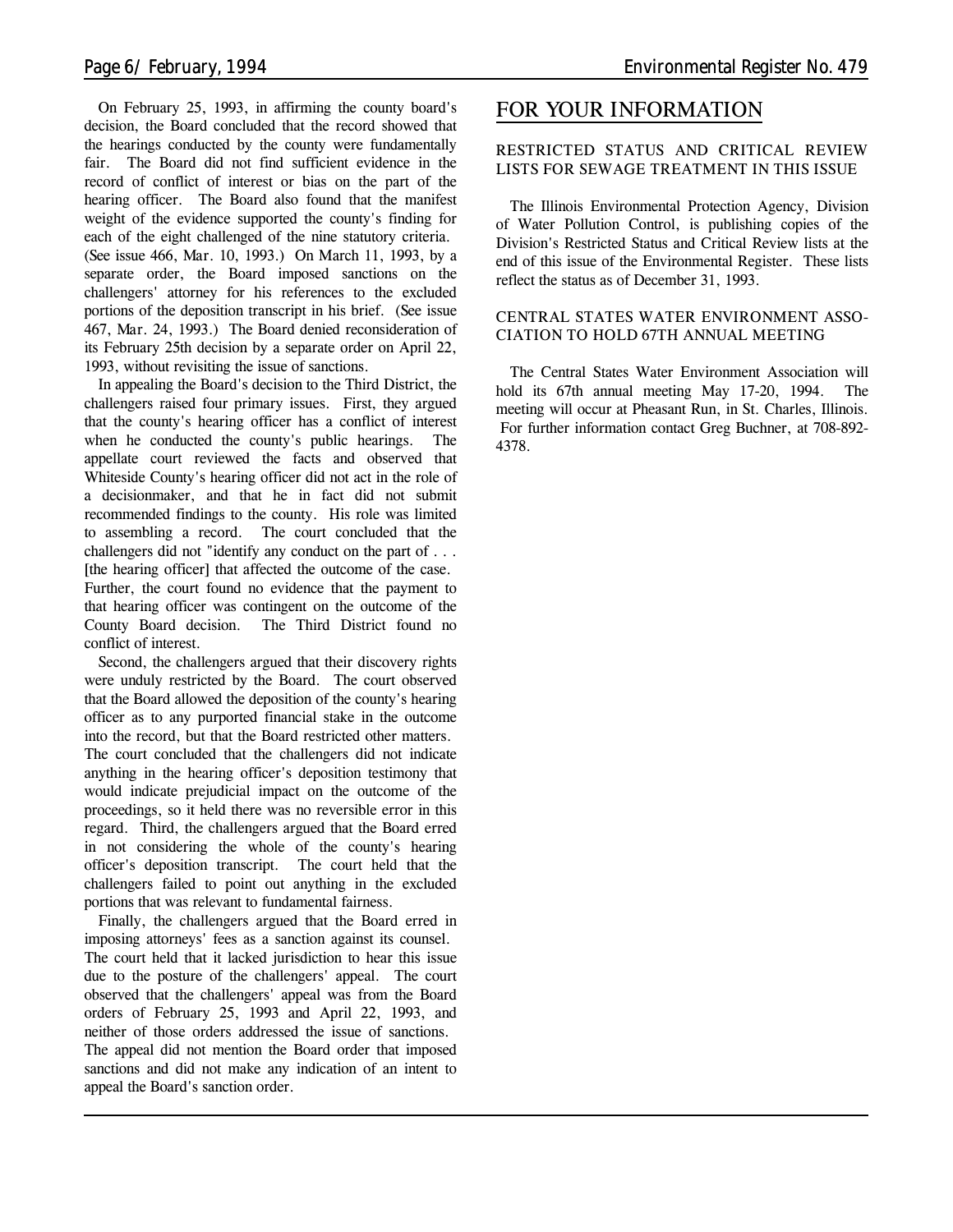On February 25, 1993, in affirming the county board's decision, the Board concluded that the record showed that the hearings conducted by the county were fundamentally fair. The Board did not find sufficient evidence in the record of conflict of interest or bias on the part of the hearing officer. The Board also found that the manifest weight of the evidence supported the county's finding for each of the eight challenged of the nine statutory criteria. (See issue 466, Mar. 10, 1993.) On March 11, 1993, by a separate order, the Board imposed sanctions on the challengers' attorney for his references to the excluded portions of the deposition transcript in his brief. (See issue 467, Mar. 24, 1993.) The Board denied reconsideration of its February 25th decision by a separate order on April 22, 1993, without revisiting the issue of sanctions.

In appealing the Board's decision to the Third District, the challengers raised four primary issues. First, they argued that the county's hearing officer has a conflict of interest when he conducted the county's public hearings. The appellate court reviewed the facts and observed that Whiteside County's hearing officer did not act in the role of a decisionmaker, and that he in fact did not submit recommended findings to the county. His role was limited to assembling a record. The court concluded that the challengers did not "identify any conduct on the part of . . . [the hearing officer] that affected the outcome of the case. Further, the court found no evidence that the payment to that hearing officer was contingent on the outcome of the County Board decision. The Third District found no conflict of interest.

Second, the challengers argued that their discovery rights were unduly restricted by the Board. The court observed that the Board allowed the deposition of the county's hearing officer as to any purported financial stake in the outcome into the record, but that the Board restricted other matters. The court concluded that the challengers did not indicate anything in the hearing officer's deposition testimony that would indicate prejudicial impact on the outcome of the proceedings, so it held there was no reversible error in this regard. Third, the challengers argued that the Board erred in not considering the whole of the county's hearing officer's deposition transcript. The court held that the challengers failed to point out anything in the excluded portions that was relevant to fundamental fairness.

Finally, the challengers argued that the Board erred in imposing attorneys' fees as a sanction against its counsel. The court held that it lacked jurisdiction to hear this issue due to the posture of the challengers' appeal. The court observed that the challengers' appeal was from the Board orders of February 25, 1993 and April 22, 1993, and neither of those orders addressed the issue of sanctions. The appeal did not mention the Board order that imposed sanctions and did not make any indication of an intent to appeal the Board's sanction order.

# FOR YOUR INFORMATION

## RESTRICTED STATUS AND CRITICAL REVIEW LISTS FOR SEWAGE TREATMENT IN THIS ISSUE

The Illinois Environmental Protection Agency, Division of Water Pollution Control, is publishing copies of the Division's Restricted Status and Critical Review lists at the end of this issue of the Environmental Register. These lists reflect the status as of December 31, 1993.

## CENTRAL STATES WATER ENVIRONMENT ASSOCIATION TO HOLD 67TH ANNUAL MEETING

The Central States Water Environment Association will hold its 67th annual meeting May 17-20, 1994. The meeting will occur at Pheasant Run, in St. Charles, Illinois. For further information contact Greg Buchner, at 708-892-4378.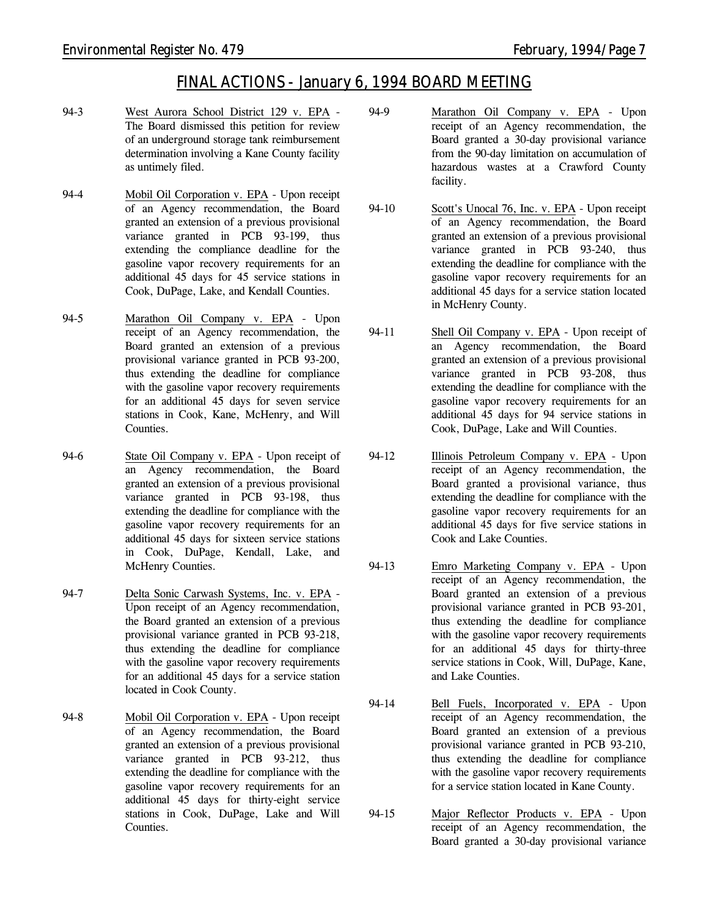## FINAL ACTIONS - January 6, 1994 BOARD MEETING

94-3 West Aurora School District 129 v. EPA - The Board dismissed this petition for review of an underground storage tank reimbursement determination involving a Kane County facility as untimely filed.

94-4 Mobil Oil Corporation v. EPA - Upon receipt of an Agency recommendation, the Board granted an extension of a previous provisional variance granted in PCB 93-199, thus extending the compliance deadline for the gasoline vapor recovery requirements for an additional 45 days for 45 service stations in Cook, DuPage, Lake, and Kendall Counties.

94-5 Marathon Oil Company v. EPA - Upon receipt of an Agency recommendation, the Board granted an extension of a previous provisional variance granted in PCB 93-200, thus extending the deadline for compliance with the gasoline vapor recovery requirements for an additional 45 days for seven service stations in Cook, Kane, McHenry, and Will Counties.

94-6 State Oil Company v. EPA - Upon receipt of an Agency recommendation, the Board granted an extension of a previous provisional variance granted in PCB 93-198, thus extending the deadline for compliance with the gasoline vapor recovery requirements for an additional 45 days for sixteen service stations in Cook, DuPage, Kendall, Lake, and McHenry Counties.

94-7 Delta Sonic Carwash Systems, Inc. v. EPA - Upon receipt of an Agency recommendation, the Board granted an extension of a previous provisional variance granted in PCB 93-218, thus extending the deadline for compliance with the gasoline vapor recovery requirements for an additional 45 days for a service station located in Cook County.

94-8 Mobil Oil Corporation v. EPA - Upon receipt of an Agency recommendation, the Board granted an extension of a previous provisional variance granted in PCB 93-212, thus extending the deadline for compliance with the gasoline vapor recovery requirements for an additional 45 days for thirty-eight service stations in Cook, DuPage, Lake and Will Counties.

94-9 Marathon Oil Company v. EPA - Upon receipt of an Agency recommendation, the Board granted a 30-day provisional variance from the 90-day limitation on accumulation of hazardous wastes at a Crawford County facility.

94-10 Scott's Unocal 76, Inc. v. EPA - Upon receipt of an Agency recommendation, the Board granted an extension of a previous provisional variance granted in PCB 93-240, thus extending the deadline for compliance with the gasoline vapor recovery requirements for an additional 45 days for a service station located in McHenry County.

94-11 Shell Oil Company v. EPA - Upon receipt of an Agency recommendation, the Board granted an extension of a previous provisional variance granted in PCB 93-208, thus extending the deadline for compliance with the gasoline vapor recovery requirements for an additional 45 days for 94 service stations in Cook, DuPage, Lake and Will Counties.

94-12 Illinois Petroleum Company v. EPA - Upon receipt of an Agency recommendation, the Board granted a provisional variance, thus extending the deadline for compliance with the gasoline vapor recovery requirements for an additional 45 days for five service stations in Cook and Lake Counties.

94-13 Emro Marketing Company v. EPA - Upon receipt of an Agency recommendation, the Board granted an extension of a previous provisional variance granted in PCB 93-201, thus extending the deadline for compliance with the gasoline vapor recovery requirements for an additional 45 days for thirty-three service stations in Cook, Will, DuPage, Kane, and Lake Counties.

94-14 Bell Fuels, Incorporated v. EPA - Upon receipt of an Agency recommendation, the Board granted an extension of a previous provisional variance granted in PCB 93-210, thus extending the deadline for compliance with the gasoline vapor recovery requirements for a service station located in Kane County.

94-15 Major Reflector Products v. EPA - Upon receipt of an Agency recommendation, the Board granted a 30-day provisional variance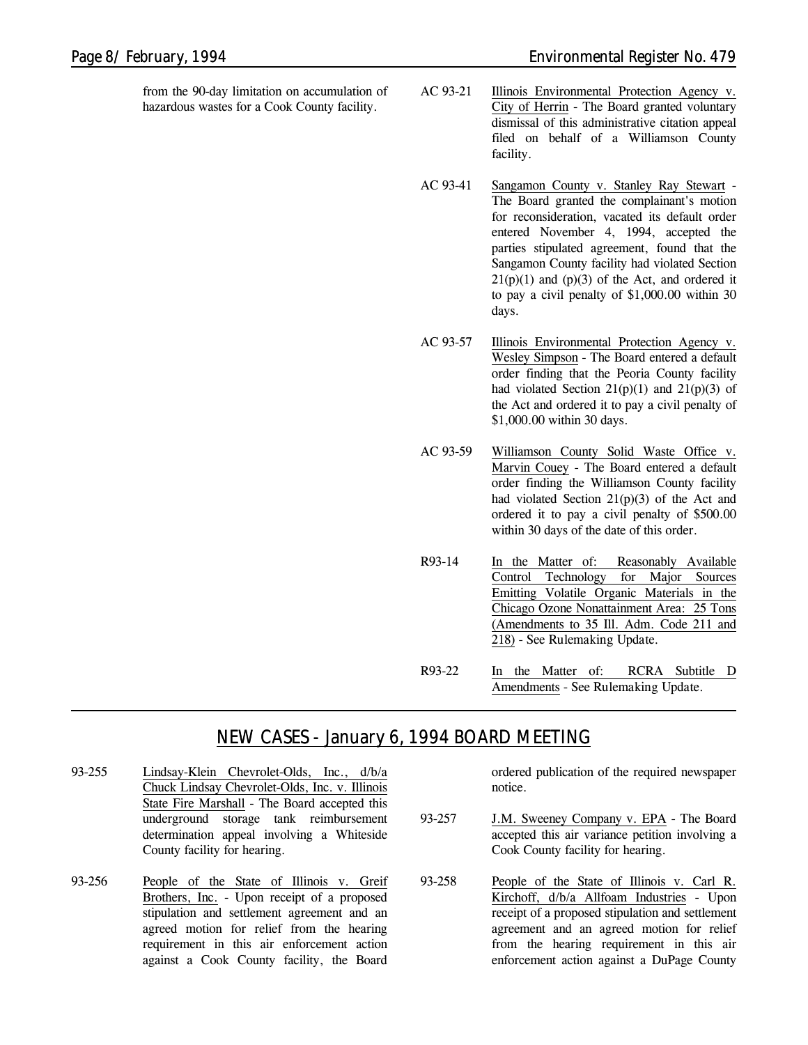from the 90-day limitation on accumulation of hazardous wastes for a Cook County facility.

AC 93-21 Illinois Environmental Protection Agency v. City of Herrin - The Board granted voluntary dismissal of this administrative citation appeal filed on behalf of a Williamson County facility.

AC 93-41 Sangamon County v. Stanley Ray Stewart - The Board granted the complainant's motion for reconsideration, vacated its default order entered November 4, 1994, accepted the parties stipulated agreement, found that the Sangamon County facility had violated Section 21(p)(1) and (p)(3) of the Act, and ordered it to pay a civil penalty of $1,000.00 within 30 days.

AC 93-57 Illinois Environmental Protection Agency v. Wesley Simpson - The Board entered a default order finding that the Peoria County facility had violated Section 21(p)(1) and 21(p)(3) of the Act and ordered it to pay a civil penalty of $1,000.00 within 30 days.

AC 93-59 Williamson County Solid Waste Office v. Marvin Couey - The Board entered a default order finding the Williamson County facility had violated Section 21(p)(3) of the Act and ordered it to pay a civil penalty of $500.00 within 30 days of the date of this order.

R93-14 In the Matter of: Reasonably Available Control Technology for Major Sources Emitting Volatile Organic Materials in the Chicago Ozone Nonattainment Area: 25 Tons (Amendments to 35 Ill. Adm. Code 211 and 218) - See Rulemaking Update.

R93-22 In the Matter of: RCRA Subtitle D Amendments - See Rulemaking Update.

## NEW CASES - January 6, 1994 BOARD MEETING

93-255 Lindsay-Klein Chevrolet-Olds, Inc., d/b/a Chuck Lindsay Chevrolet-Olds, Inc. v. Illinois State Fire Marshall - The Board accepted this underground storage tank reimbursement determination appeal involving a Whiteside County facility for hearing.

93-256 People of the State of Illinois v. Greif Brothers, Inc. - Upon receipt of a proposed stipulation and settlement agreement and an agreed motion for relief from the hearing requirement in this air enforcement action against a Cook County facility, the Board ordered publication of the required newspaper notice.

93-257 J.M. Sweeney Company v. EPA - The Board accepted this air variance petition involving a Cook County facility for hearing.

93-258 People of the State of Illinois v. Carl R. Kirchoff, d/b/a Allfoam Industries - Upon receipt of a proposed stipulation and settlement agreement and an agreed motion for relief from the hearing requirement in this air enforcement action against a DuPage County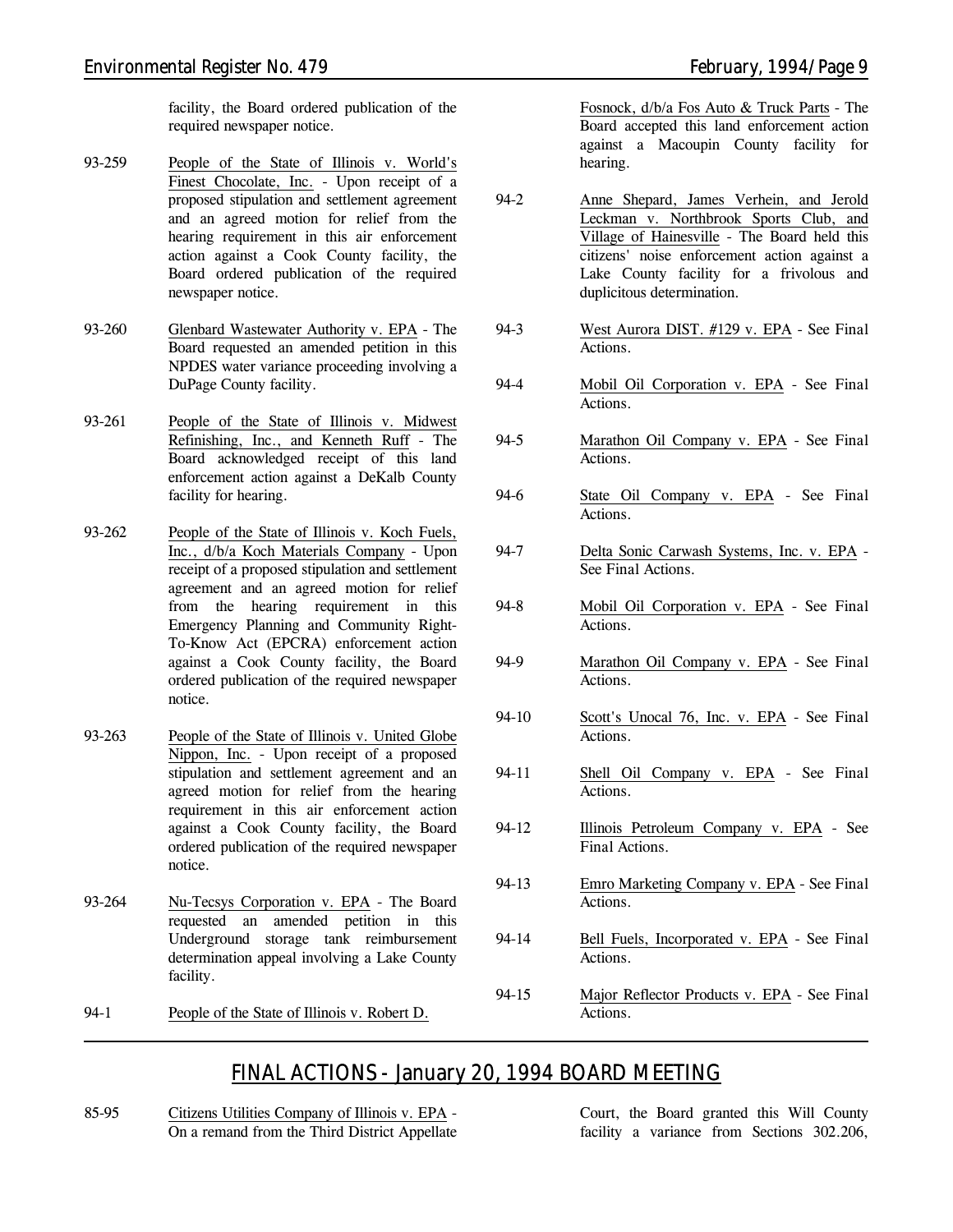facility, the Board ordered publication of the required newspaper notice.

93-259 People of the State of Illinois v. World's Finest Chocolate, Inc. - Upon receipt of a proposed stipulation and settlement agreement and an agreed motion for relief from the hearing requirement in this air enforcement action against a Cook County facility, the Board ordered publication of the required newspaper notice.

93-260 Glenbard Wastewater Authority v. EPA - The Board requested an amended petition in this NPDES water variance proceeding involving a DuPage County facility.

93-261 People of the State of Illinois v. Midwest Refinishing, Inc., and Kenneth Ruff - The Board acknowledged receipt of this land enforcement action against a DeKalb County facility for hearing.

93-262 People of the State of Illinois v. Koch Fuels, Inc., d/b/a Koch Materials Company - Upon receipt of a proposed stipulation and settlement agreement and an agreed motion for relief from the hearing requirement in this Emergency Planning and Community Right-To-Know Act (EPCRA) enforcement action against a Cook County facility, the Board ordered publication of the required newspaper notice.

93-263 People of the State of Illinois v. United Globe Nippon, Inc. - Upon receipt of a proposed stipulation and settlement agreement and an agreed motion for relief from the hearing requirement in this air enforcement action against a Cook County facility, the Board ordered publication of the required newspaper notice.

93-264 Nu-Tecsys Corporation v. EPA - The Board requested an amended petition in this Underground storage tank reimbursement determination appeal involving a Lake County facility.

94-1 People of the State of Illinois v. Robert D. Fosnock, d/b/a Fos Auto & Truck Parts - The Board accepted this land enforcement action against a Macoupin County facility for hearing.

94-2 Anne Shepard, James Verhein, and Jerold Leckman v. Northbrook Sports Club, and Village of Hainesville - The Board held this citizens' noise enforcement action against a Lake County facility for a frivolous and duplicitous determination.

94-3 West Aurora DIST. #129 v. EPA - See Final Actions.

94-4 Mobil Oil Corporation v. EPA - See Final Actions.

94-5 Marathon Oil Company v. EPA - See Final Actions.

94-6 State Oil Company v. EPA - See Final Actions.

94-7 Delta Sonic Carwash Systems, Inc. v. EPA - See Final Actions.

94-8 Mobil Oil Corporation v. EPA - See Final Actions.

94-9 Marathon Oil Company v. EPA - See Final Actions.

94-10 Scott's Unocal 76, Inc. v. EPA - See Final Actions.

94-11 Shell Oil Company v. EPA - See Final Actions.

94-12 Illinois Petroleum Company v. EPA - See Final Actions.

94-13 Emro Marketing Company v. EPA - See Final Actions.

94-14 Bell Fuels, Incorporated v. EPA - See Final Actions.

94-15 Major Reflector Products v. EPA - See Final Actions.

## FINAL ACTIONS - January 20, 1994 BOARD MEETING

85-95 Citizens Utilities Company of Illinois v. EPA - On a remand from the Third District Appellate Court, the Board granted this Will County facility a variance from Sections 302.206,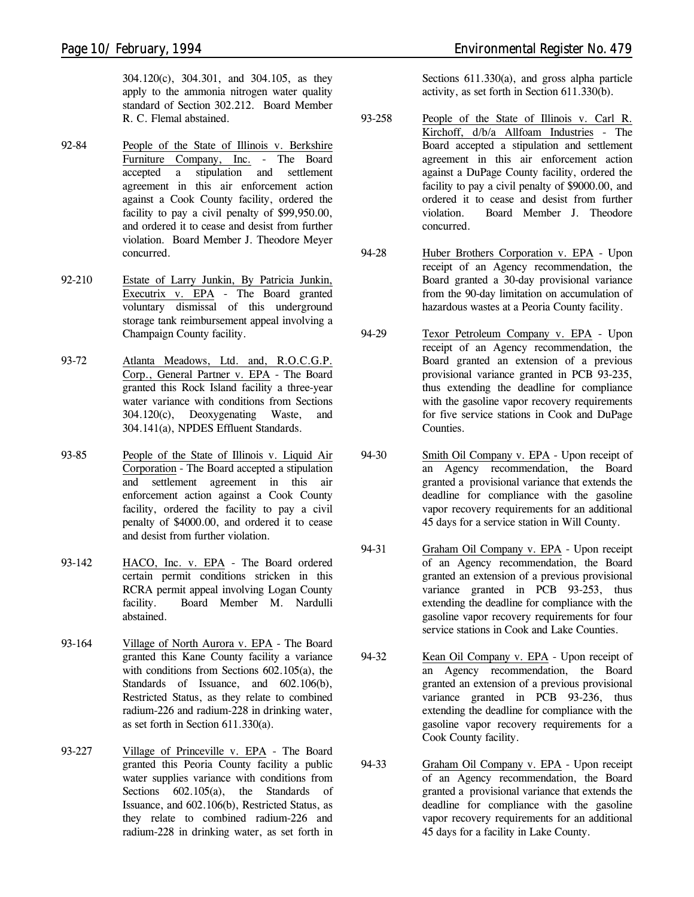304.120(c), 304.301, and 304.105, as they apply to the ammonia nitrogen water quality standard of Section 302.212. Board Member R. C. Flemal abstained.

92-84 People of the State of Illinois v. Berkshire Furniture Company, Inc. - The Board accepted a stipulation and settlement agreement in this air enforcement action against a Cook County facility, ordered the facility to pay a civil penalty of $99,950.00, and ordered it to cease and desist from further violation. Board Member J. Theodore Meyer concurred.

92-210 Estate of Larry Junkin, By Patricia Junkin, Executrix v. EPA - The Board granted voluntary dismissal of this underground storage tank reimbursement appeal involving a Champaign County facility.

93-72 Atlanta Meadows, Ltd. and, R.O.C.G.P. Corp., General Partner v. EPA - The Board granted this Rock Island facility a three-year water variance with conditions from Sections 304.120(c), Deoxygenating Waste, and 304.141(a), NPDES Effluent Standards.

93-85 People of the State of Illinois v. Liquid Air Corporation - The Board accepted a stipulation and settlement agreement in this air enforcement action against a Cook County facility, ordered the facility to pay a civil penalty of $4000.00, and ordered it to cease and desist from further violation.

93-142 HACO, Inc. v. EPA - The Board ordered certain permit conditions stricken in this RCRA permit appeal involving Logan County facility. Board Member M. Nardulli abstained.

93-164 Village of North Aurora v. EPA - The Board granted this Kane County facility a variance with conditions from Sections 602.105(a), the Standards of Issuance, and 602.106(b), Restricted Status, as they relate to combined radium-226 and radium-228 in drinking water, as set forth in Section 611.330(a).

93-227 Village of Princeville v. EPA - The Board granted this Peoria County facility a public water supplies variance with conditions from Sections 602.105(a), the Standards of Issuance, and 602.106(b), Restricted Status, as they relate to combined radium-226 and radium-228 in drinking water, as set forth in Sections 611.330(a), and gross alpha particle activity, as set forth in Section 611.330(b).

93-258 People of the State of Illinois v. Carl R. Kirchoff, d/b/a Allfoam Industries - The Board accepted a stipulation and settlement agreement in this air enforcement action against a DuPage County facility, ordered the facility to pay a civil penalty of $9000.00, and ordered it to cease and desist from further violation. Board Member J. Theodore concurred.

94-28 Huber Brothers Corporation v. EPA - Upon receipt of an Agency recommendation, the Board granted a 30-day provisional variance from the 90-day limitation on accumulation of hazardous wastes at a Peoria County facility.

94-29 Texor Petroleum Company v. EPA - Upon receipt of an Agency recommendation, the Board granted an extension of a previous provisional variance granted in PCB 93-235, thus extending the deadline for compliance with the gasoline vapor recovery requirements for five service stations in Cook and DuPage Counties.

94-30 Smith Oil Company v. EPA - Upon receipt of an Agency recommendation, the Board granted a provisional variance that extends the deadline for compliance with the gasoline vapor recovery requirements for an additional 45 days for a service station in Will County.

94-31 Graham Oil Company v. EPA - Upon receipt of an Agency recommendation, the Board granted an extension of a previous provisional variance granted in PCB 93-253, thus extending the deadline for compliance with the gasoline vapor recovery requirements for four service stations in Cook and Lake Counties.

94-32 Kean Oil Company v. EPA - Upon receipt of an Agency recommendation, the Board granted an extension of a previous provisional variance granted in PCB 93-236, thus extending the deadline for compliance with the gasoline vapor recovery requirements for a Cook County facility.

94-33 Graham Oil Company v. EPA - Upon receipt of an Agency recommendation, the Board granted a provisional variance that extends the deadline for compliance with the gasoline vapor recovery requirements for an additional 45 days for a facility in Lake County.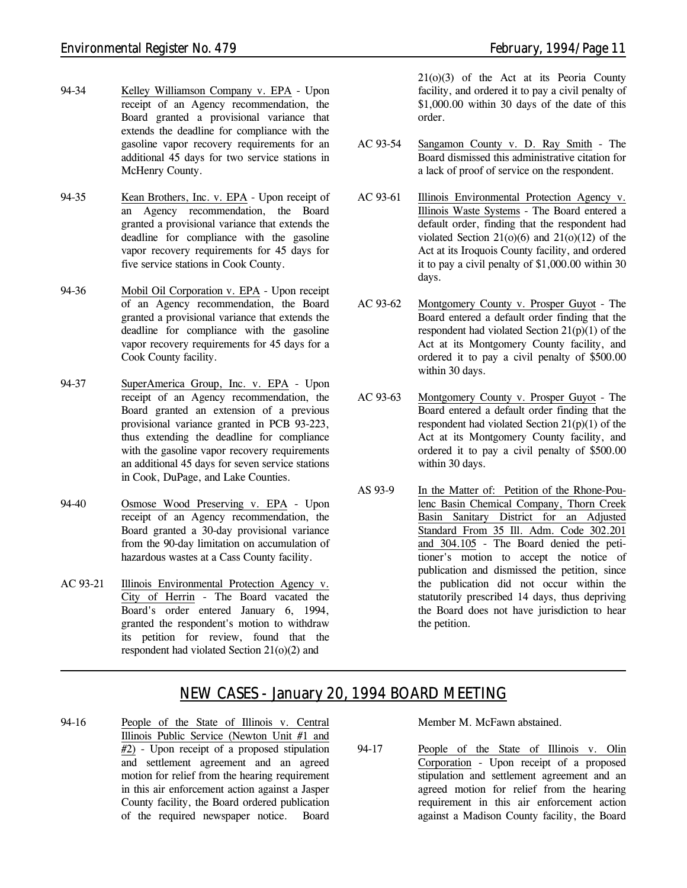94-34 Kelley Williamson Company v. EPA - Upon receipt of an Agency recommendation, the Board granted a provisional variance that extends the deadline for compliance with the gasoline vapor recovery requirements for an additional 45 days for two service stations in McHenry County.

94-35 Kean Brothers, Inc. v. EPA - Upon receipt of an Agency recommendation, the Board granted a provisional variance that extends the deadline for compliance with the gasoline vapor recovery requirements for 45 days for five service stations in Cook County.

94-36 Mobil Oil Corporation v. EPA - Upon receipt of an Agency recommendation, the Board granted a provisional variance that extends the deadline for compliance with the gasoline vapor recovery requirements for 45 days for a Cook County facility.

94-37 SuperAmerica Group, Inc. v. EPA - Upon receipt of an Agency recommendation, the Board granted an extension of a previous provisional variance granted in PCB 93-223, thus extending the deadline for compliance with the gasoline vapor recovery requirements an additional 45 days for seven service stations in Cook, DuPage, and Lake Counties.

94-40 Osmose Wood Preserving v. EPA - Upon receipt of an Agency recommendation, the Board granted a 30-day provisional variance from the 90-day limitation on accumulation of hazardous wastes at a Cass County facility.

AC 93-21 Illinois Environmental Protection Agency v. City of Herrin - The Board vacated the Board's order entered January 6, 1994, granted the respondent's motion to withdraw its petition for review, found that the respondent had violated Section 21(o)(2) and 21(o)(3) of the Act at its Peoria County facility, and ordered it to pay a civil penalty of $1,000.00 within 30 days of the date of this order.

AC 93-54 Sangamon County v. D. Ray Smith - The Board dismissed this administrative citation for a lack of proof of service on the respondent.

AC 93-61 Illinois Environmental Protection Agency v. Illinois Waste Systems - The Board entered a default order, finding that the respondent had violated Section 21(o)(6) and 21(o)(12) of the Act at its Iroquois County facility, and ordered it to pay a civil penalty of $1,000.00 within 30 days.

AC 93-62 Montgomery County v. Prosper Guyot - The Board entered a default order finding that the respondent had violated Section 21(p)(1) of the Act at its Montgomery County facility, and ordered it to pay a civil penalty of $500.00 within 30 days.

AC 93-63 Montgomery County v. Prosper Guyot - The Board entered a default order finding that the respondent had violated Section 21(p)(1) of the Act at its Montgomery County facility, and ordered it to pay a civil penalty of $500.00 within 30 days.

AS 93-9 In the Matter of: Petition of the Rhone-Poulenc Basin Chemical Company, Thorn Creek Basin Sanitary District for an Adjusted Standard From 35 Ill. Adm. Code 302.201 and 304.105 - The Board denied the petitioner's motion to accept the notice of publication and dismissed the petition, since the publication did not occur within the statutorily prescribed 14 days, thus depriving the Board does not have jurisdiction to hear the petition.

## NEW CASES - January 20, 1994 BOARD MEETING

94-16 People of the State of Illinois v. Central Illinois Public Service (Newton Unit #1 and #2) - Upon receipt of a proposed stipulation and settlement agreement and an agreed motion for relief from the hearing requirement in this air enforcement action against a Jasper County facility, the Board ordered publication of the required newspaper notice. Board Member M. McFawn abstained.

94-17 People of the State of Illinois v. Olin Corporation - Upon receipt of a proposed stipulation and settlement agreement and an agreed motion for relief from the hearing requirement in this air enforcement action against a Madison County facility, the Board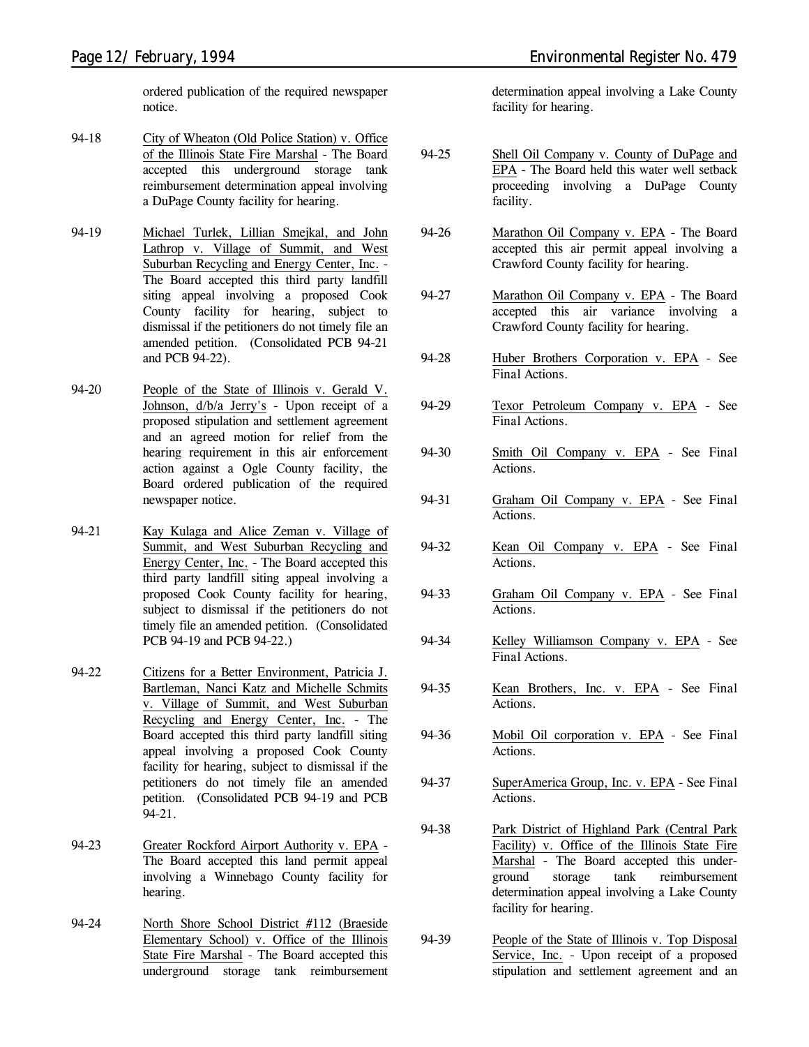ordered publication of the required newspaper notice.

94-18 City of Wheaton (Old Police Station) v. Office of the Illinois State Fire Marshal - The Board accepted this underground storage tank reimbursement determination appeal involving a DuPage County facility for hearing.

94-19 Michael Turlek, Lillian Smejkal, and John Lathrop v. Village of Summit, and West Suburban Recycling and Energy Center, Inc. - The Board accepted this third party landfill siting appeal involving a proposed Cook County facility for hearing, subject to dismissal if the petitioners do not timely file an amended petition. (Consolidated PCB 94-21 and PCB 94-22).

94-20 People of the State of Illinois v. Gerald V. Johnson, d/b/a Jerry's - Upon receipt of a proposed stipulation and settlement agreement and an agreed motion for relief from the hearing requirement in this air enforcement action against a Ogle County facility, the Board ordered publication of the required newspaper notice.

94-21 Kay Kulaga and Alice Zeman v. Village of Summit, and West Suburban Recycling and Energy Center, Inc. - The Board accepted this third party landfill siting appeal involving a proposed Cook County facility for hearing, subject to dismissal if the petitioners do not timely file an amended petition. (Consolidated PCB 94-19 and PCB 94-22.)

94-22 Citizens for a Better Environment, Patricia J. Bartleman, Nanci Katz and Michelle Schmits v. Village of Summit, and West Suburban Recycling and Energy Center, Inc. - The Board accepted this third party landfill siting appeal involving a proposed Cook County facility for hearing, subject to dismissal if the petitioners do not timely file an amended petition. (Consolidated PCB 94-19 and PCB 94-21.

94-23 Greater Rockford Airport Authority v. EPA - The Board accepted this land permit appeal involving a Winnebago County facility for hearing.

94-24 North Shore School District #112 (Braeside Elementary School) v. Office of the Illinois State Fire Marshal - The Board accepted this underground storage tank reimbursement determination appeal involving a Lake County facility for hearing.

94-25 Shell Oil Company v. County of DuPage and EPA - The Board held this water well setback proceeding involving a DuPage County facility.

94-26 Marathon Oil Company v. EPA - The Board accepted this air permit appeal involving a Crawford County facility for hearing.

94-27 Marathon Oil Company v. EPA - The Board accepted this air variance involving a Crawford County facility for hearing.

94-28 Huber Brothers Corporation v. EPA - See Final Actions.

94-29 Texor Petroleum Company v. EPA - See Final Actions.

94-30 Smith Oil Company v. EPA - See Final Actions.

94-31 Graham Oil Company v. EPA - See Final Actions.

94-32 Kean Oil Company v. EPA - See Final Actions.

94-33 Graham Oil Company v. EPA - See Final Actions.

94-34 Kelley Williamson Company v. EPA - See Final Actions.

94-35 Kean Brothers, Inc. v. EPA - See Final Actions.

94-36 Mobil Oil corporation v. EPA - See Final Actions.

94-37 SuperAmerica Group, Inc. v. EPA - See Final Actions.

94-38 Park District of Highland Park (Central Park Facility) v. Office of the Illinois State Fire Marshal - The Board accepted this underground storage tank reimbursement determination appeal involving a Lake County facility for hearing.

94-39 People of the State of Illinois v. Top Disposal Service, Inc. - Upon receipt of a proposed stipulation and settlement agreement and an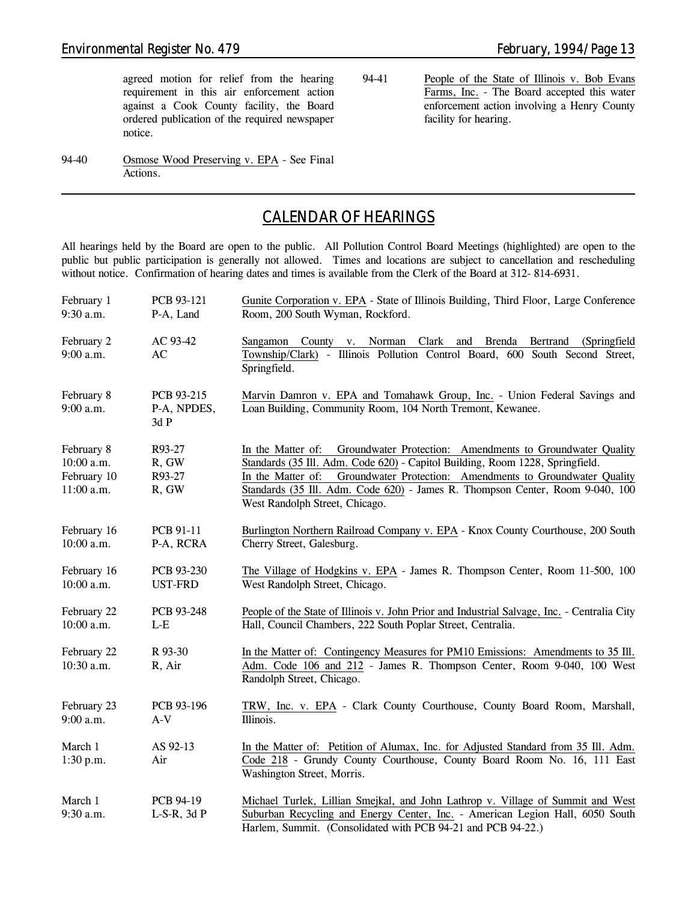agreed motion for relief from the hearing requirement in this air enforcement action against a Cook County facility, the Board ordered publication of the required newspaper notice.

94-40 Osmose Wood Preserving v. EPA - See Final Actions.

94-41 People of the State of Illinois v. Bob Evans Farms, Inc. - The Board accepted this water enforcement action involving a Henry County facility for hearing.

## CALENDAR OF HEARINGS

All hearings held by the Board are open to the public. All Pollution Control Board Meetings (highlighted) are open to the public but public participation is generally not allowed. Times and locations are subject to cancellation and rescheduling without notice. Confirmation of hearing dates and times is available from the Clerk of the Board at 312- 814-6931.

| | | |
|---|---|---|
| February 1<br>9:30 a.m. | PCB 93-121<br>P-A, Land | Gunite Corporation v. EPA - State of Illinois Building, Third Floor, Large Conference Room, 200 South Wyman, Rockford. |
| February 2<br>9:00 a.m. | AC 93-42<br>AC | Sangamon County v. Norman Clark and Brenda Bertrand (Springfield Township/Clark) - Illinois Pollution Control Board, 600 South Second Street, Springfield. |
| February 8<br>9:00 a.m. | PCB 93-215<br>P-A, NPDES, 3d P | Marvin Damron v. EPA and Tomahawk Group, Inc. - Union Federal Savings and Loan Building, Community Room, 104 North Tremont, Kewanee. |
| February 8<br>10:00 a.m. | R93-27<br>R, GW | In the Matter of: Groundwater Protection: Amendments to Groundwater Quality Standards (35 Ill. Adm. Code 620) - Capitol Building, Room 1228, Springfield. |
| February 10<br>11:00 a.m. | R93-27<br>R, GW | In the Matter of: Groundwater Protection: Amendments to Groundwater Quality Standards (35 Ill. Adm. Code 620) - James R. Thompson Center, Room 9-040, 100 West Randolph Street, Chicago. |
| February 16<br>10:00 a.m. | PCB 91-11<br>P-A, RCRA | Burlington Northern Railroad Company v. EPA - Knox County Courthouse, 200 South Cherry Street, Galesburg. |
| February 16<br>10:00 a.m. | PCB 93-230<br>UST-FRD | The Village of Hodgkins v. EPA - James R. Thompson Center, Room 11-500, 100 West Randolph Street, Chicago. |
| February 22<br>10:00 a.m. | PCB 93-248<br>L-E | People of the State of Illinois v. John Prior and Industrial Salvage, Inc. - Centralia City Hall, Council Chambers, 222 South Poplar Street, Centralia. |
| February 22<br>10:30 a.m. | R 93-30<br>R, Air | In the Matter of: Contingency Measures for PM10 Emissions: Amendments to 35 Ill. Adm. Code 106 and 212 - James R. Thompson Center, Room 9-040, 100 West Randolph Street, Chicago. |
| February 23<br>9:00 a.m. | PCB 93-196<br>A-V | TRW, Inc. v. EPA - Clark County Courthouse, County Board Room, Marshall, Illinois. |
| March 1<br>1:30 p.m. | AS 92-13<br>Air | In the Matter of: Petition of Alumax, Inc. for Adjusted Standard from 35 Ill. Adm. Code 218 - Grundy County Courthouse, County Board Room No. 16, 111 East Washington Street, Morris. |
| March 1<br>9:30 a.m. | PCB 94-19<br>L-S-R, 3d P | Michael Turlek, Lillian Smejkal, and John Lathrop v. Village of Summit and West Suburban Recycling and Energy Center, Inc. - American Legion Hall, 6050 South Harlem, Summit. (Consolidated with PCB 94-21 and PCB 94-22.) |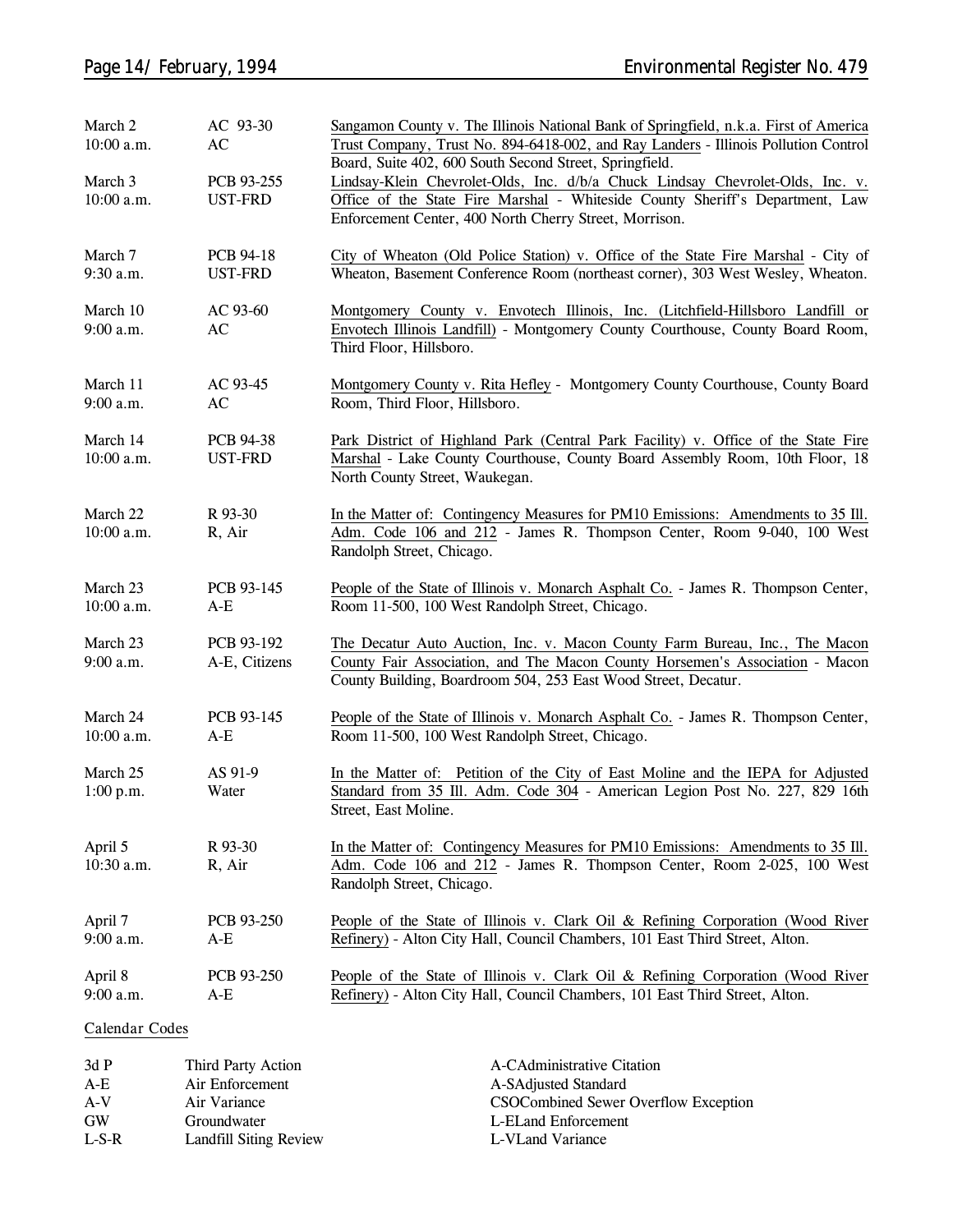| | | |
|---|---|---|
| March 2<br>10:00 a.m. | AC 93-30<br>AC | Sangamon County v. The Illinois National Bank of Springfield, n.k.a. First of America Trust Company, Trust No. 894-6418-002, and Ray Landers - Illinois Pollution Control Board, Suite 402, 600 South Second Street, Springfield. |
| March 3<br>10:00 a.m. | PCB 93-255<br>UST-FRD | Lindsay-Klein Chevrolet-Olds, Inc. d/b/a Chuck Lindsay Chevrolet-Olds, Inc. v. Office of the State Fire Marshal - Whiteside County Sheriff's Department, Law Enforcement Center, 400 North Cherry Street, Morrison. |
| March 7<br>9:30 a.m. | PCB 94-18<br>UST-FRD | City of Wheaton (Old Police Station) v. Office of the State Fire Marshal - City of Wheaton, Basement Conference Room (northeast corner), 303 West Wesley, Wheaton. |
| March 10<br>9:00 a.m. | AC 93-60<br>AC | Montgomery County v. Envotech Illinois, Inc. (Litchfield-Hillsboro Landfill or Envotech Illinois Landfill) - Montgomery County Courthouse, County Board Room, Third Floor, Hillsboro. |
| March 11<br>9:00 a.m. | AC 93-45<br>AC | Montgomery County v. Rita Hefley - Montgomery County Courthouse, County Board Room, Third Floor, Hillsboro. |
| March 14<br>10:00 a.m. | PCB 94-38<br>UST-FRD | Park District of Highland Park (Central Park Facility) v. Office of the State Fire Marshal - Lake County Courthouse, County Board Assembly Room, 10th Floor, 18 North County Street, Waukegan. |
| March 22<br>10:00 a.m. | R 93-30<br>R, Air | In the Matter of: Contingency Measures for PM10 Emissions: Amendments to 35 Ill. Adm. Code 106 and 212 - James R. Thompson Center, Room 9-040, 100 West Randolph Street, Chicago. |
| March 23<br>10:00 a.m. | PCB 93-145<br>A-E | People of the State of Illinois v. Monarch Asphalt Co. - James R. Thompson Center, Room 11-500, 100 West Randolph Street, Chicago. |
| March 23<br>9:00 a.m. | PCB 93-192<br>A-E, Citizens | The Decatur Auto Auction, Inc. v. Macon County Farm Bureau, Inc., The Macon County Fair Association, and The Macon County Horsemen's Association - Macon County Building, Boardroom 504, 253 East Wood Street, Decatur. |
| March 24<br>10:00 a.m. | PCB 93-145<br>A-E | People of the State of Illinois v. Monarch Asphalt Co. - James R. Thompson Center, Room 11-500, 100 West Randolph Street, Chicago. |
| March 25<br>1:00 p.m. | AS 91-9<br>Water | In the Matter of: Petition of the City of East Moline and the IEPA for Adjusted Standard from 35 Ill. Adm. Code 304 - American Legion Post No. 227, 829 16th Street, East Moline. |
| April 5<br>10:30 a.m. | R 93-30<br>R, Air | In the Matter of: Contingency Measures for PM10 Emissions: Amendments to 35 Ill. Adm. Code 106 and 212 - James R. Thompson Center, Room 2-025, 100 West Randolph Street, Chicago. |
| April 7<br>9:00 a.m. | PCB 93-250<br>A-E | People of the State of Illinois v. Clark Oil & Refining Corporation (Wood River Refinery) - Alton City Hall, Council Chambers, 101 East Third Street, Alton. |
| April 8<br>9:00 a.m. | PCB 93-250<br>A-E | People of the State of Illinois v. Clark Oil & Refining Corporation (Wood River Refinery) - Alton City Hall, Council Chambers, 101 East Third Street, Alton. |

Calendar Codes

| | | | |
|---|---|---|---|
| 3d P | Third Party Action | A-C | Administrative Citation |
| A-E | Air Enforcement | A-S | Adjusted Standard |
| A-V | Air Variance | CSO | Combined Sewer Overflow Exception |
| GW | Groundwater | L-E | Land Enforcement |
| L-S-R | Landfill Siting Review | L-V | Land Variance |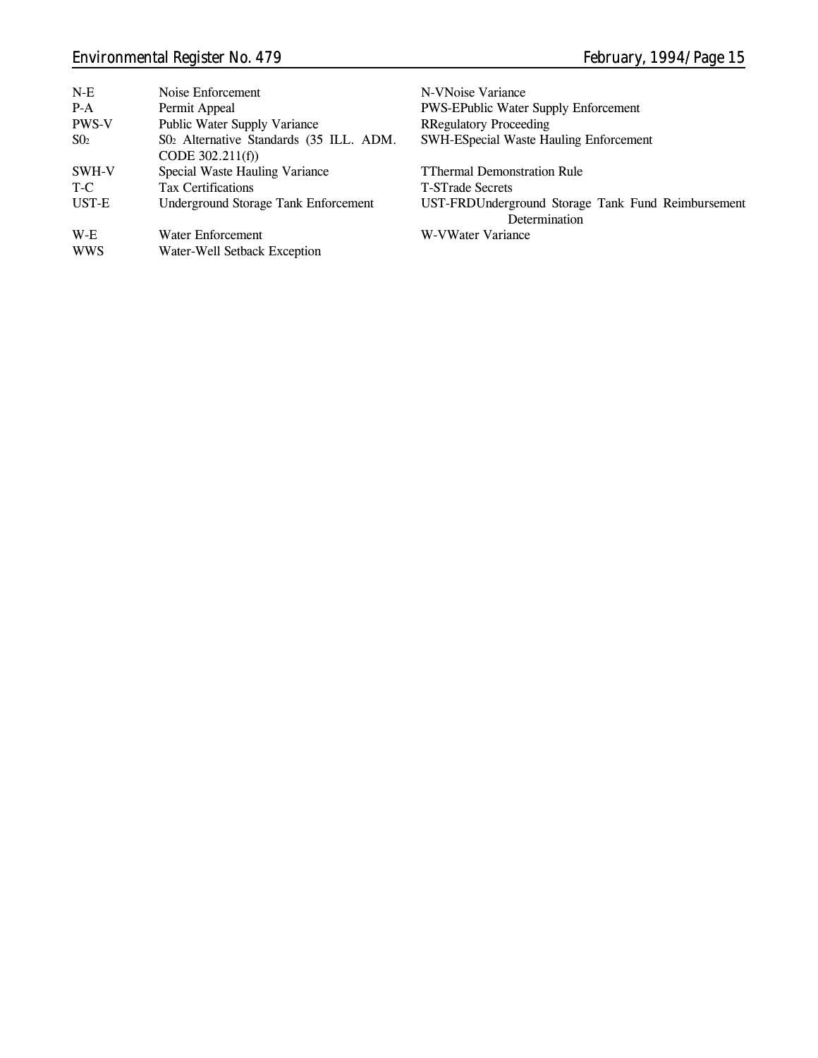| | | | |
|---|---|---|---|
| N-E | Noise Enforcement | N-V | Noise Variance |
| P-A | Permit Appeal | PWS-E | Public Water Supply Enforcement |
| PWS-V | Public Water Supply Variance | R | Regulatory Proceeding |
| $S0_2$ | $S0_2$ Alternative Standards (35 ILL. ADM. CODE 302.211(f)) | SWH-E | Special Waste Hauling Enforcement |
| SWH-V | Special Waste Hauling Variance | T | Thermal Demonstration Rule |
| T-C | Tax Certifications | T-S | Trade Secrets |
| UST-E | Underground Storage Tank Enforcement | UST-FRD | Underground Storage Tank Fund Reimbursement Determination |
| W-E | Water Enforcement | W-V | Water Variance |
| WWS | Water-Well Setback Exception | | |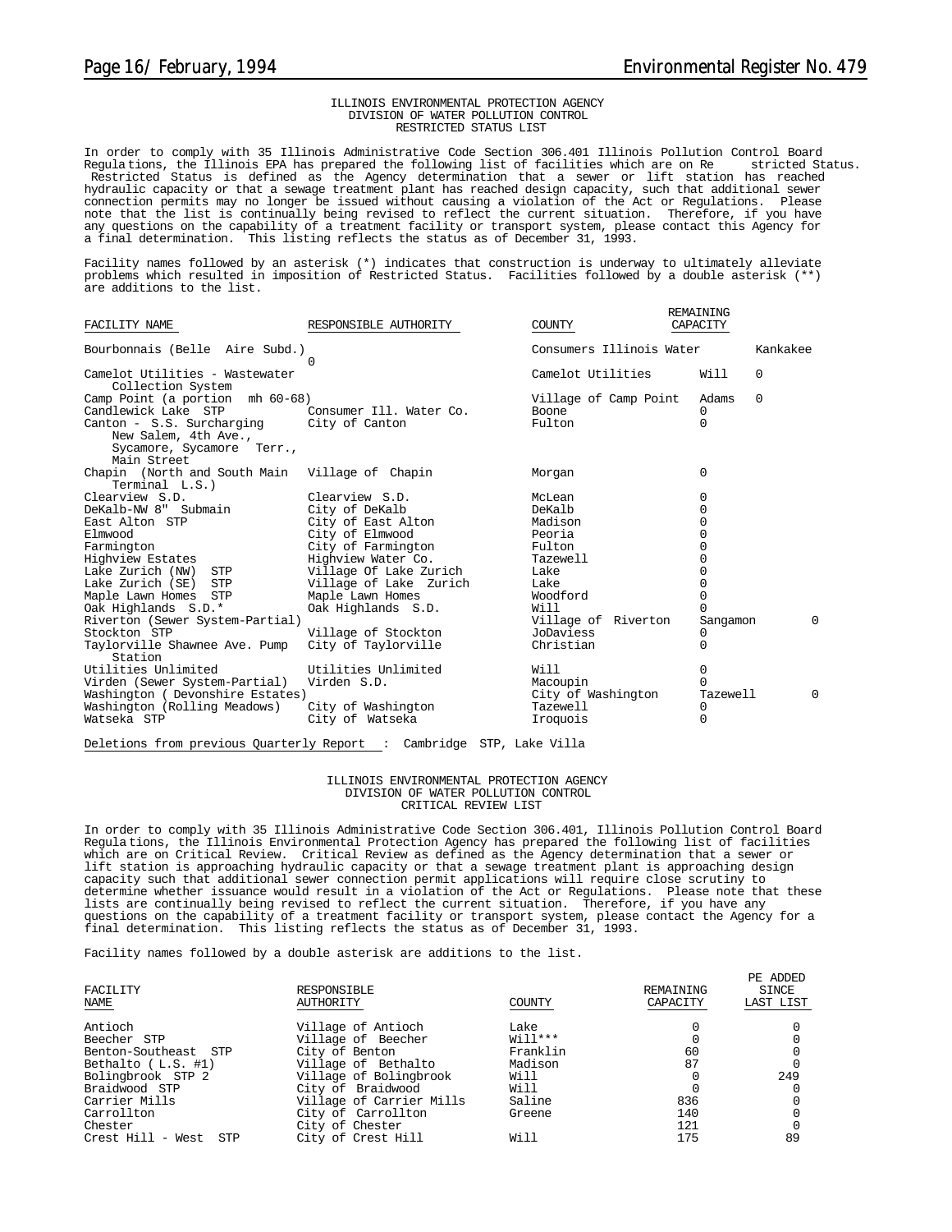ILLINOIS ENVIRONMENTAL PROTECTION AGENCY
DIVISION OF WATER POLLUTION CONTROL
RESTRICTED STATUS LIST

In order to comply with 35 Illinois Administrative Code Section 306.401 Illinois Pollution Control Board Regulations, the Illinois EPA has prepared the following list of facilities which are on Restricted Status. Restricted Status is defined as the Agency determination that a sewer or lift station has reached hydraulic capacity or that a sewage treatment plant has reached design capacity, such that additional sewer connection permits may no longer be issued without causing a violation of the Act or Regulations. Please note that the list is continually being revised to reflect the current situation. Therefore, if you have any questions on the capability of a treatment facility or transport system, please contact this Agency for a final determination. This listing reflects the status as of December 31, 1993.

Facility names followed by an asterisk (*) indicates that construction is underway to ultimately alleviate problems which resulted in imposition of Restricted Status. Facilities followed by a double asterisk (**) are additions to the list.

| FACILITY NAME | RESPONSIBLE AUTHORITY | COUNTY | REMAINING CAPACITY |
|---|---|---|---|
| Bourbonnais (Belle Aire Subd.) | Consumers Illinois Water | Kankakee | 0 |
| Camelot Utilities - Wastewater Collection System | Camelot Utilities | Will | 0 |
| Camp Point (a portion mh 60-68) | Village of Camp Point | Adams | 0 |
| Candlewick Lake STP | Consumer Ill. Water Co. | Boone | 0 |
| Canton - S.S. Surcharging New Salem, 4th Ave., Sycamore, Sycamore Terr., Main Street | City of Canton | Fulton | 0 |
| Chapin (North and South Main Terminal L.S.) | Village of Chapin | Morgan | 0 |
| Clearview S.D. | Clearview S.D. | McLean | 0 |
| DeKalb-NW 8" Submain | City of DeKalb | DeKalb | 0 |
| East Alton STP | City of East Alton | Madison | 0 |
| Elmwood | City of Elmwood | Peoria | 0 |
| Farmington | City of Farmington | Fulton | 0 |
| Highview Estates | Highview Water Co. | Tazewell | 0 |
| Lake Zurich (NW) STP | Village Of Lake Zurich | Lake | 0 |
| Lake Zurich (SE) STP | Village of Lake Zurich | Lake | 0 |
| Maple Lawn Homes STP | Maple Lawn Homes | Woodford | 0 |
| Oak Highlands S.D.* | Oak Highlands S.D. | Will | 0 |
| Riverton (Sewer System-Partial) | Village of Riverton | Sangamon | 0 |
| Stockton STP | Village of Stockton | JoDaviess | 0 |
| Taylorville Shawnee Ave. Pump Station | City of Taylorville | Christian | 0 |
| Utilities Unlimited | Utilities Unlimited | Will | 0 |
| Virden (Sewer System-Partial) | Virden S.D. | Macoupin | 0 |
| Washington ( Devonshire Estates) | City of Washington | Tazewell | 0 |
| Washington (Rolling Meadows) | City of Washington | Tazewell | 0 |
| Watseka STP | City of Watseka | Iroquois | 0 |

Deletions from previous Quarterly Report : Cambridge STP, Lake Villa

ILLINOIS ENVIRONMENTAL PROTECTION AGENCY
DIVISION OF WATER POLLUTION CONTROL
CRITICAL REVIEW LIST

In order to comply with 35 Illinois Administrative Code Section 306.401, Illinois Pollution Control Board Regulations, the Illinois Environmental Protection Agency has prepared the following list of facilities which are on Critical Review. Critical Review as defined as the Agency determination that a sewer or lift station is approaching hydraulic capacity or that a sewage treatment plant is approaching design capacity such that additional sewer connection permit applications will require close scrutiny to determine whether issuance would result in a violation of the Act or Regulations. Please note that these lists are continually being revised to reflect the current situation. Therefore, if you have any questions on the capability of a treatment facility or transport system, please contact the Agency for a final determination. This listing reflects the status as of December 31, 1993.

Facility names followed by a double asterisk are additions to the list.

| FACILITY NAME | RESPONSIBLE AUTHORITY | COUNTY | REMAINING CAPACITY | PE ADDED SINCE LAST LIST |
|---|---|---|---|---|
| Antioch | Village of Antioch | Lake | 0 | 0 |
| Beecher STP | Village of Beecher | Will*** | 0 | 0 |
| Benton-Southeast STP | City of Benton | Franklin | 60 | 0 |
| Bethalto ( L.S. #1) | Village of Bethalto | Madison | 87 | 0 |
| Bolingbrook STP 2 | Village of Bolingbrook | Will | 0 | 249 |
| Braidwood STP | City of Braidwood | Will | 0 | 0 |
| Carrier Mills | Village of Carrier Mills | Saline | 836 | 0 |
| Carrollton | City of Carrollton | Greene | 140 | 0 |
| Chester | City of Chester | | 121 | 0 |
| Crest Hill - West STP | City of Crest Hill | Will | 175 | 89 |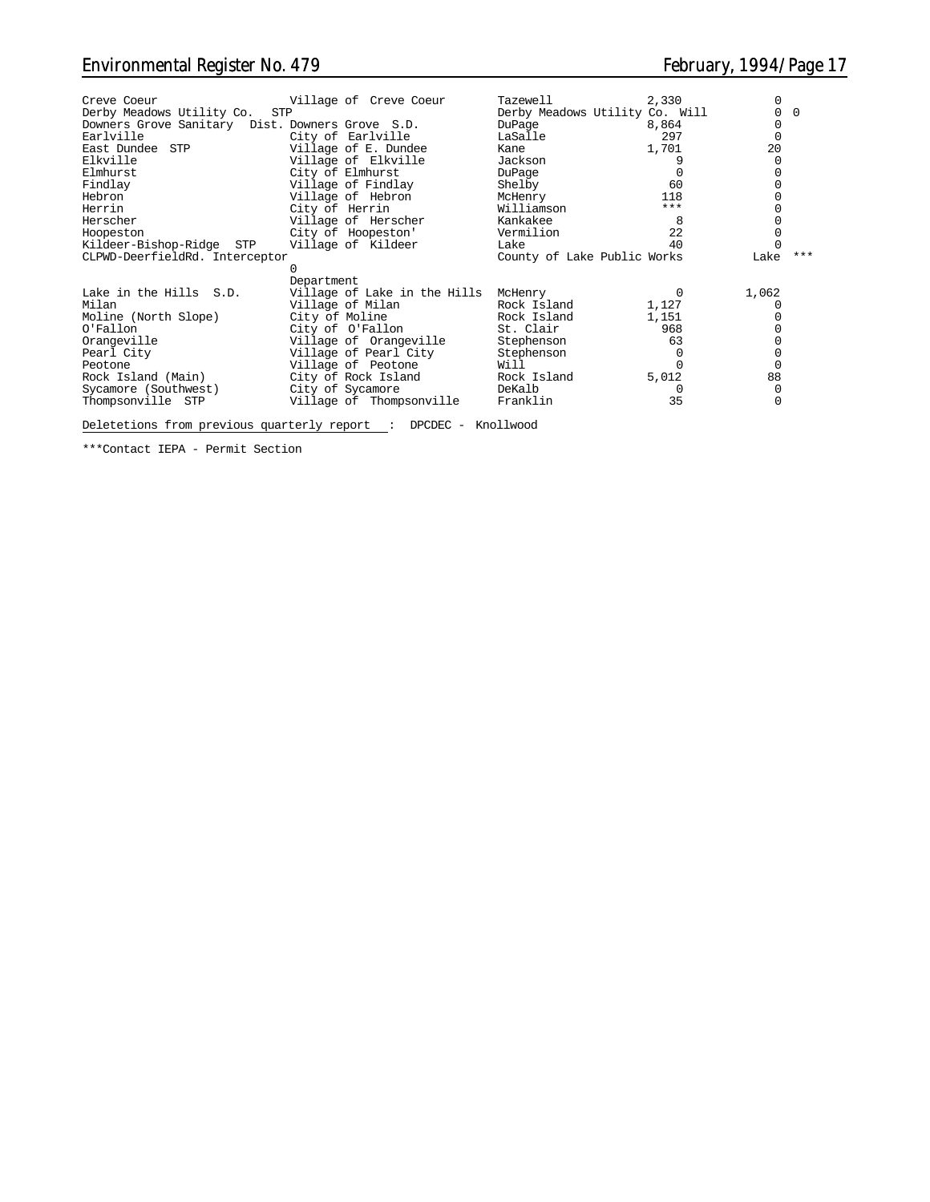| | | | | |
|---|---|---|---|---|
| Creve Coeur | Village of Creve Coeur | Tazewell | 2,330 | 0 |
| Derby Meadows Utility Co. STP | Derby Meadows Utility Co. | Will | 0 | 0 |
| Downers Grove Sanitary Dist. | Downers Grove S.D. | DuPage | 8,864 | 0 |
| Earlville | City of Earlville | LaSalle | 297 | 0 |
| East Dundee STP | Village of E. Dundee | Kane | 1,701 | 20 |
| Elkville | Village of Elkville | Jackson | 9 | 0 |
| Elmhurst | City of Elmhurst | DuPage | 0 | 0 |
| Findlay | Village of Findlay | Shelby | 60 | 0 |
| Hebron | Village of Hebron | McHenry | 118 | 0 |
| Herrin | City of Herrin | Williamson | *** | 0 |
| Herscher | Village of Herscher | Kankakee | 8 | 0 |
| Hoopeston | City of Hoopeston' | Vermilion | 22 | 0 |
| Kildeer-Bishop-Ridge STP | Village of Kildeer | Lake | 40 | 0 |
| CLPWD-DeerfieldRd. Interceptor | County of Lake Public Works Department | Lake | *** | 0 |
| Lake in the Hills S.D. | Village of Lake in the Hills | McHenry | 0 | 1,062 |
| Milan | Village of Milan | Rock Island | 1,127 | 0 |
| Moline (North Slope) | City of Moline | Rock Island | 1,151 | 0 |
| O'Fallon | City of O'Fallon | St. Clair | 968 | 0 |
| Orangeville | Village of Orangeville | Stephenson | 63 | 0 |
| Pearl City | Village of Pearl City | Stephenson | 0 | 0 |
| Peotone | Village of Peotone | Will | 0 | 0 |
| Rock Island (Main) | City of Rock Island | Rock Island | 5,012 | 88 |
| Sycamore (Southwest) | City of Sycamore | DeKalb | 0 | 0 |
| Thompsonville STP | Village of Thompsonville | Franklin | 35 | 0 |

Deletetions from previous quarterly report : DPCDEC - Knollwood

***Contact IEPA - Permit Section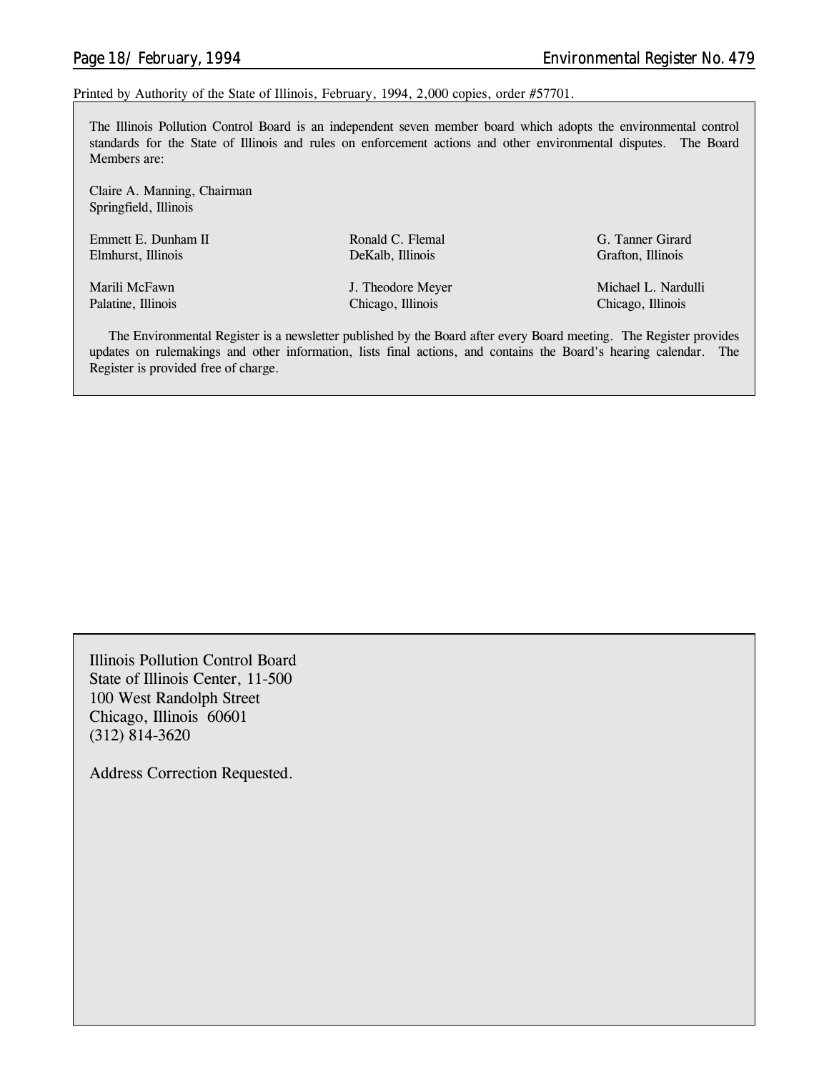Printed by Authority of the State of Illinois, February, 1994, 2,000 copies, order #57701.

The Illinois Pollution Control Board is an independent seven member board which adopts the environmental control standards for the State of Illinois and rules on enforcement actions and other environmental disputes. The Board Members are:

Claire A. Manning, Chairman
Springfield, Illinois

Emmett E. Dunham II
Elmhurst, Illinois

Ronald C. Flemal
DeKalb, Illinois

G. Tanner Girard
Grafton, Illinois

Marili McFawn
Palatine, Illinois

J. Theodore Meyer
Chicago, Illinois

Michael L. Nardulli
Chicago, Illinois

The Environmental Register is a newsletter published by the Board after every Board meeting. The Register provides updates on rulemakings and other information, lists final actions, and contains the Board's hearing calendar. The Register is provided free of charge.

Illinois Pollution Control Board
State of Illinois Center, 11-500
100 West Randolph Street
Chicago, Illinois 60601
(312) 814-3620

Address Correction Requested.